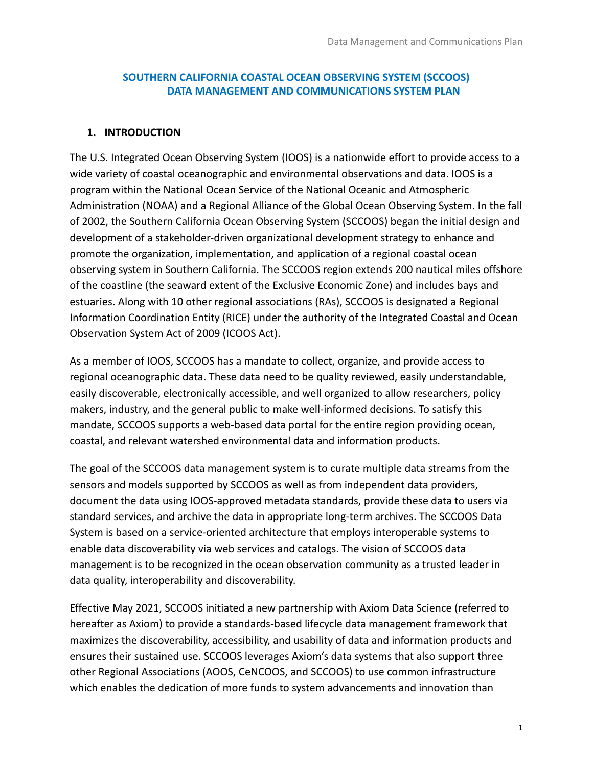# SOUTHERN CALIFORNIA COASTAL OCEAN OBSERVING SYSTEM (SCCOOS) DATA MANAGEMENT AND COMMUNICATIONS SYSTEM PLAN

## 1. INTRODUCTION

The U.S. Integrated Ocean Observing System (IOOS) is a nationwide effort to provide access to a wide variety of coastal oceanographic and environmental observations and data. IOOS is a program within the National Ocean Service of the National Oceanic and Atmospheric Administration (NOAA) and a Regional Alliance of the Global Ocean Observing System. In the fall of 2002, the Southern California Ocean Observing System (SCCOOS) began the initial design and development of a stakeholder-driven organizational development strategy to enhance and promote the organization, implementation, and application of a regional coastal ocean observing system in Southern California. The SCCOOS region extends 200 nautical miles offshore of the coastline (the seaward extent of the Exclusive Economic Zone) and includes bays and estuaries. Along with 10 other regional associations (RAs), SCCOOS is designated a Regional Information Coordination Entity (RICE) under the authority of the Integrated Coastal and Ocean Observation System Act of 2009 (ICOOS Act).

As a member of IOOS, SCCOOS has a mandate to collect, organize, and provide access to regional oceanographic data. These data need to be quality reviewed, easily understandable, easily discoverable, electronically accessible, and well organized to allow researchers, policy makers, industry, and the general public to make well-informed decisions. To satisfy this mandate, SCCOOS supports a web-based data portal for the entire region providing ocean, coastal, and relevant watershed environmental data and information products.

The goal of the SCCOOS data management system is to curate multiple data streams from the sensors and models supported by SCCOOS as well as from independent data providers, document the data using IOOS-approved metadata standards, provide these data to users via standard services, and archive the data in appropriate long-term archives. The SCCOOS Data System is based on a service-oriented architecture that employs interoperable systems to enable data discoverability via web services and catalogs. The vision of SCCOOS data management is to be recognized in the ocean observation community as a trusted leader in data quality, interoperability and discoverability.

Effective May 2021, SCCOOS initiated a new partnership with Axiom Data Science (referred to hereafter as Axiom) to provide a standards-based lifecycle data management framework that maximizes the discoverability, accessibility, and usability of data and information products and ensures their sustained use. SCCOOS leverages Axiom's data systems that also support three other Regional Associations (AOOS, CeNCOOS, and SCCOOS) to use common infrastructure which enables the dedication of more funds to system advancements and innovation than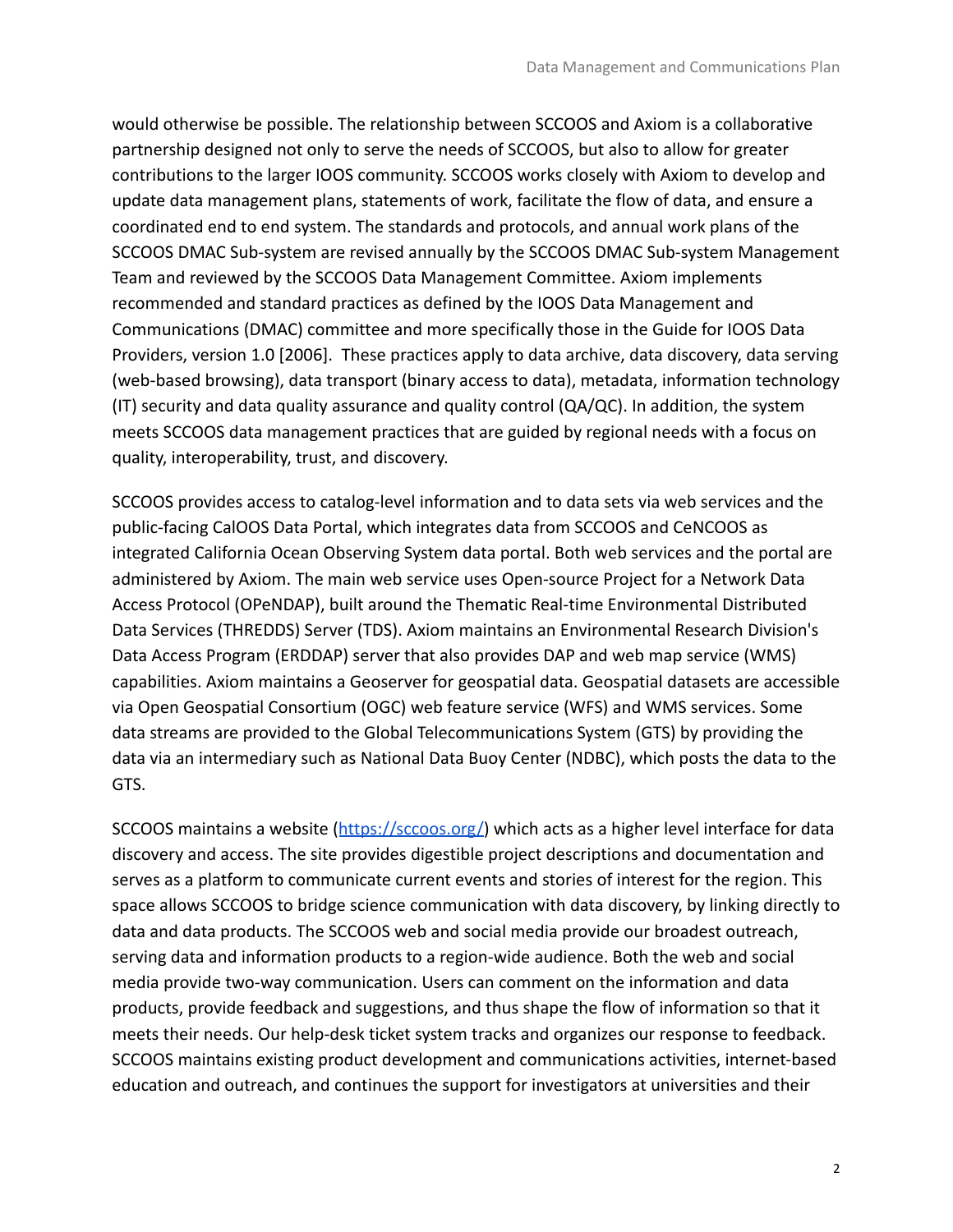would otherwise be possible. The relationship between SCCOOS and Axiom is a collaborative partnership designed not only to serve the needs of SCCOOS, but also to allow for greater contributions to the larger IOOS community. SCCOOS works closely with Axiom to develop and update data management plans, statements of work, facilitate the flow of data, and ensure a coordinated end to end system. The standards and protocols, and annual work plans of the SCCOOS DMAC Sub-system are revised annually by the SCCOOS DMAC Sub-system Management Team and reviewed by the SCCOOS Data Management Committee. Axiom implements recommended and standard practices as defined by the IOOS Data Management and Communications (DMAC) committee and more specifically those in the Guide for IOOS Data Providers, version 1.0 [2006]. These practices apply to data archive, data discovery, data serving (web-based browsing), data transport (binary access to data), metadata, information technology (IT) security and data quality assurance and quality control (QA/QC). In addition, the system meets SCCOOS data management practices that are guided by regional needs with a focus on quality, interoperability, trust, and discovery.

SCCOOS provides access to catalog-level information and to data sets via web services and the public-facing CalOOS Data Portal, which integrates data from SCCOOS and CeNCOOS as integrated California Ocean Observing System data portal. Both web services and the portal are administered by Axiom. The main web service uses Open-source Project for a Network Data Access Protocol (OPeNDAP), built around the Thematic Real-time Environmental Distributed Data Services (THREDDS) Server (TDS). Axiom maintains an Environmental Research Division's Data Access Program (ERDDAP) server that also provides DAP and web map service (WMS) capabilities. Axiom maintains a Geoserver for geospatial data. Geospatial datasets are accessible via Open Geospatial Consortium (OGC) web feature service (WFS) and WMS services. Some data streams are provided to the Global Telecommunications System (GTS) by providing the data via an intermediary such as National Data Buoy Center (NDBC), which posts the data to the GTS.

SCCOOS maintains a website ([https://sccoos.org/](https://sccoos.org/)) which acts as a higher level interface for data discovery and access. The site provides digestible project descriptions and documentation and serves as a platform to communicate current events and stories of interest for the region. This space allows SCCOOS to bridge science communication with data discovery, by linking directly to data and data products. The SCCOOS web and social media provide our broadest outreach, serving data and information products to a region-wide audience. Both the web and social media provide two-way communication. Users can comment on the information and data products, provide feedback and suggestions, and thus shape the flow of information so that it meets their needs. Our help-desk ticket system tracks and organizes our response to feedback. SCCOOS maintains existing product development and communications activities, internet-based education and outreach, and continues the support for investigators at universities and their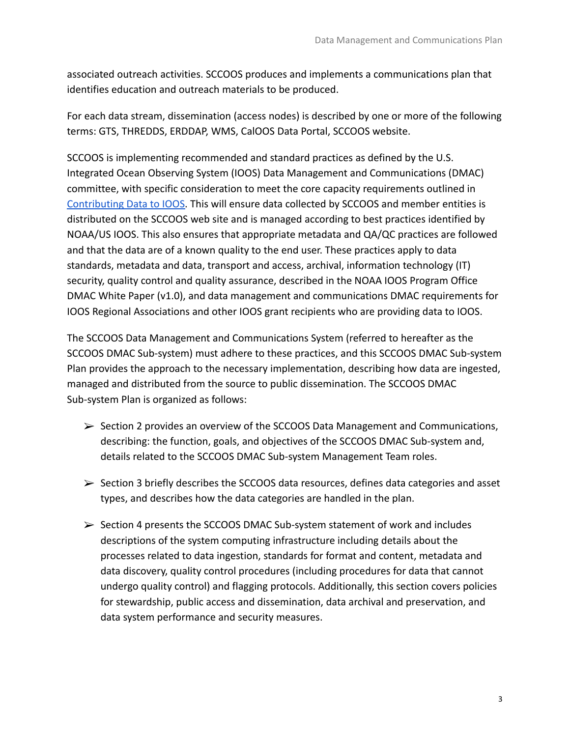associated outreach activities. SCCOOS produces and implements a communications plan that identifies education and outreach materials to be produced.

For each data stream, dissemination (access nodes) is described by one or more of the following terms: GTS, THREDDS, ERDDAP, WMS, CalOOS Data Portal, SCCOOS website.

SCCOOS is implementing recommended and standard practices as defined by the U.S. Integrated Ocean Observing System (IOOS) Data Management and Communications (DMAC) committee, with specific consideration to meet the core capacity requirements outlined in Contributing Data to IOOS. This will ensure data collected by SCCOOS and member entities is distributed on the SCCOOS web site and is managed according to best practices identified by NOAA/US IOOS. This also ensures that appropriate metadata and QA/QC practices are followed and that the data are of a known quality to the end user. These practices apply to data standards, metadata and data, transport and access, archival, information technology (IT) security, quality control and quality assurance, described in the NOAA IOOS Program Office DMAC White Paper (v1.0), and data management and communications DMAC requirements for IOOS Regional Associations and other IOOS grant recipients who are providing data to IOOS.

The SCCOOS Data Management and Communications System (referred to hereafter as the SCCOOS DMAC Sub-system) must adhere to these practices, and this SCCOOS DMAC Sub-system Plan provides the approach to the necessary implementation, describing how data are ingested, managed and distributed from the source to public dissemination. The SCCOOS DMAC Sub-system Plan is organized as follows:

- Section 2 provides an overview of the SCCOOS Data Management and Communications, describing: the function, goals, and objectives of the SCCOOS DMAC Sub-system and, details related to the SCCOOS DMAC Sub-system Management Team roles.
- Section 3 briefly describes the SCCOOS data resources, defines data categories and asset types, and describes how the data categories are handled in the plan.
- Section 4 presents the SCCOOS DMAC Sub-system statement of work and includes descriptions of the system computing infrastructure including details about the processes related to data ingestion, standards for format and content, metadata and data discovery, quality control procedures (including procedures for data that cannot undergo quality control) and flagging protocols. Additionally, this section covers policies for stewardship, public access and dissemination, data archival and preservation, and data system performance and security measures.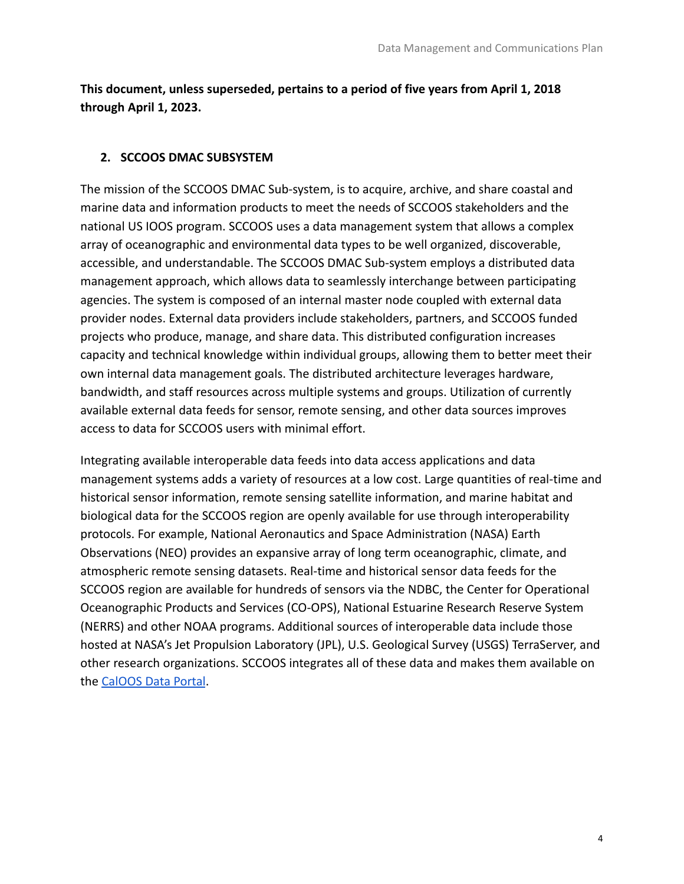**This document, unless superseded, pertains to a period of five years from April 1, 2018 through April 1, 2023.**

## 2. SCCOOS DMAC SUBSYSTEM

The mission of the SCCOOS DMAC Sub-system, is to acquire, archive, and share coastal and marine data and information products to meet the needs of SCCOOS stakeholders and the national US IOOS program. SCCOOS uses a data management system that allows a complex array of oceanographic and environmental data types to be well organized, discoverable, accessible, and understandable. The SCCOOS DMAC Sub-system employs a distributed data management approach, which allows data to seamlessly interchange between participating agencies. The system is composed of an internal master node coupled with external data provider nodes. External data providers include stakeholders, partners, and SCCOOS funded projects who produce, manage, and share data. This distributed configuration increases capacity and technical knowledge within individual groups, allowing them to better meet their own internal data management goals. The distributed architecture leverages hardware, bandwidth, and staff resources across multiple systems and groups. Utilization of currently available external data feeds for sensor, remote sensing, and other data sources improves access to data for SCCOOS users with minimal effort.

Integrating available interoperable data feeds into data access applications and data management systems adds a variety of resources at a low cost. Large quantities of real-time and historical sensor information, remote sensing satellite information, and marine habitat and biological data for the SCCOOS region are openly available for use through interoperability protocols. For example, National Aeronautics and Space Administration (NASA) Earth Observations (NEO) provides an expansive array of long term oceanographic, climate, and atmospheric remote sensing datasets. Real-time and historical sensor data feeds for the SCCOOS region are available for hundreds of sensors via the NDBC, the Center for Operational Oceanographic Products and Services (CO-OPS), National Estuarine Research Reserve System (NERRS) and other NOAA programs. Additional sources of interoperable data include those hosted at NASA's Jet Propulsion Laboratory (JPL), U.S. Geological Survey (USGS) TerraServer, and other research organizations. SCCOOS integrates all of these data and makes them available on the CalOOS Data Portal.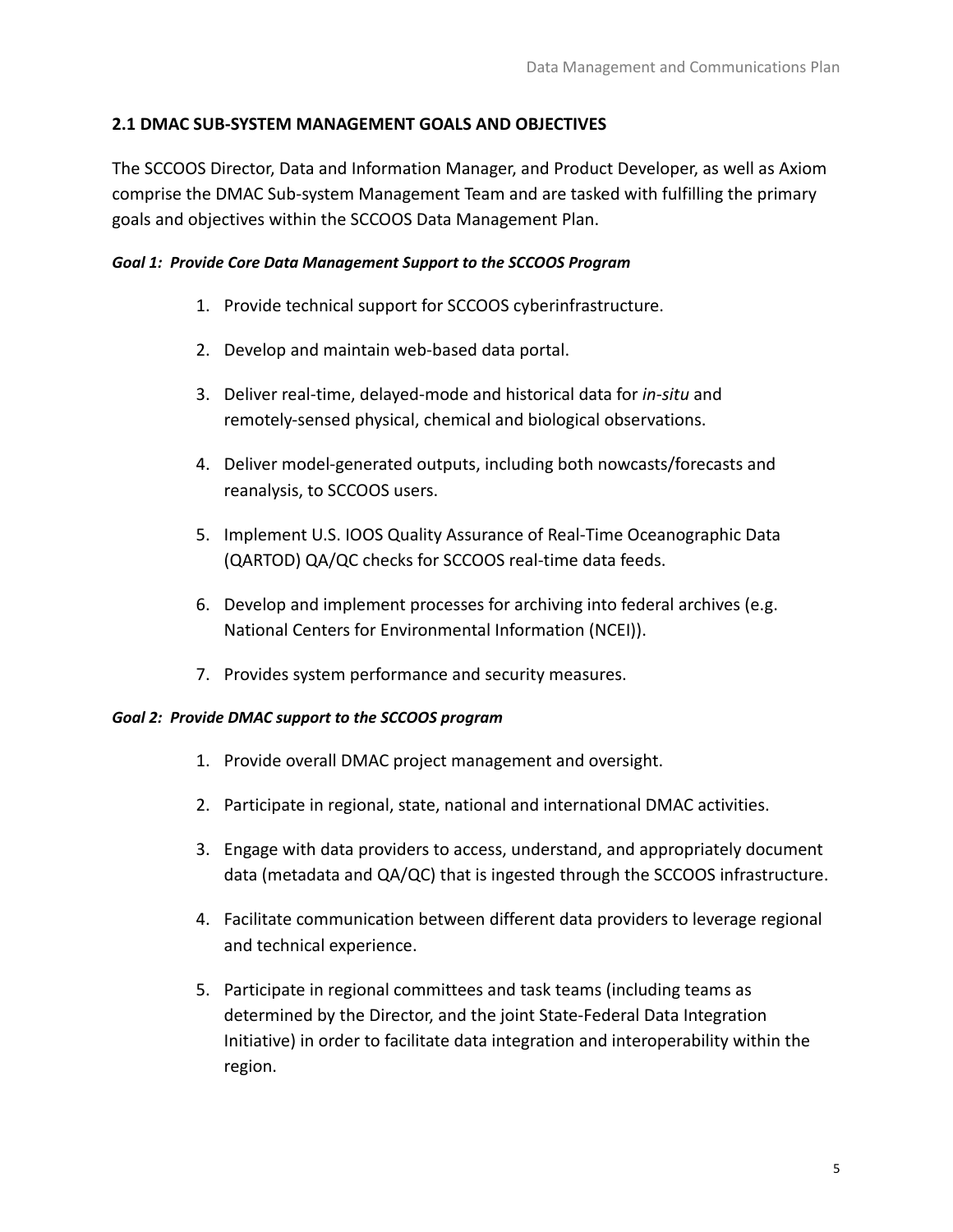## 2.1 DMAC SUB-SYSTEM MANAGEMENT GOALS AND OBJECTIVES

The SCCOOS Director, Data and Information Manager, and Product Developer, as well as Axiom comprise the DMAC Sub-system Management Team and are tasked with fulfilling the primary goals and objectives within the SCCOOS Data Management Plan.

***Goal 1: Provide Core Data Management Support to the SCCOOS Program***

1. Provide technical support for SCCOOS cyberinfrastructure.
2. Develop and maintain web-based data portal.
3. Deliver real-time, delayed-mode and historical data for *in-situ* and remotely-sensed physical, chemical and biological observations.
4. Deliver model-generated outputs, including both nowcasts/forecasts and reanalysis, to SCCOOS users.
5. Implement U.S. IOOS Quality Assurance of Real-Time Oceanographic Data (QARTOD) QA/QC checks for SCCOOS real-time data feeds.
6. Develop and implement processes for archiving into federal archives (e.g. National Centers for Environmental Information (NCEI)).
7. Provides system performance and security measures.

***Goal 2: Provide DMAC support to the SCCOOS program***

1. Provide overall DMAC project management and oversight.
2. Participate in regional, state, national and international DMAC activities.
3. Engage with data providers to access, understand, and appropriately document data (metadata and QA/QC) that is ingested through the SCCOOS infrastructure.
4. Facilitate communication between different data providers to leverage regional and technical experience.
5. Participate in regional committees and task teams (including teams as determined by the Director, and the joint State-Federal Data Integration Initiative) in order to facilitate data integration and interoperability within the region.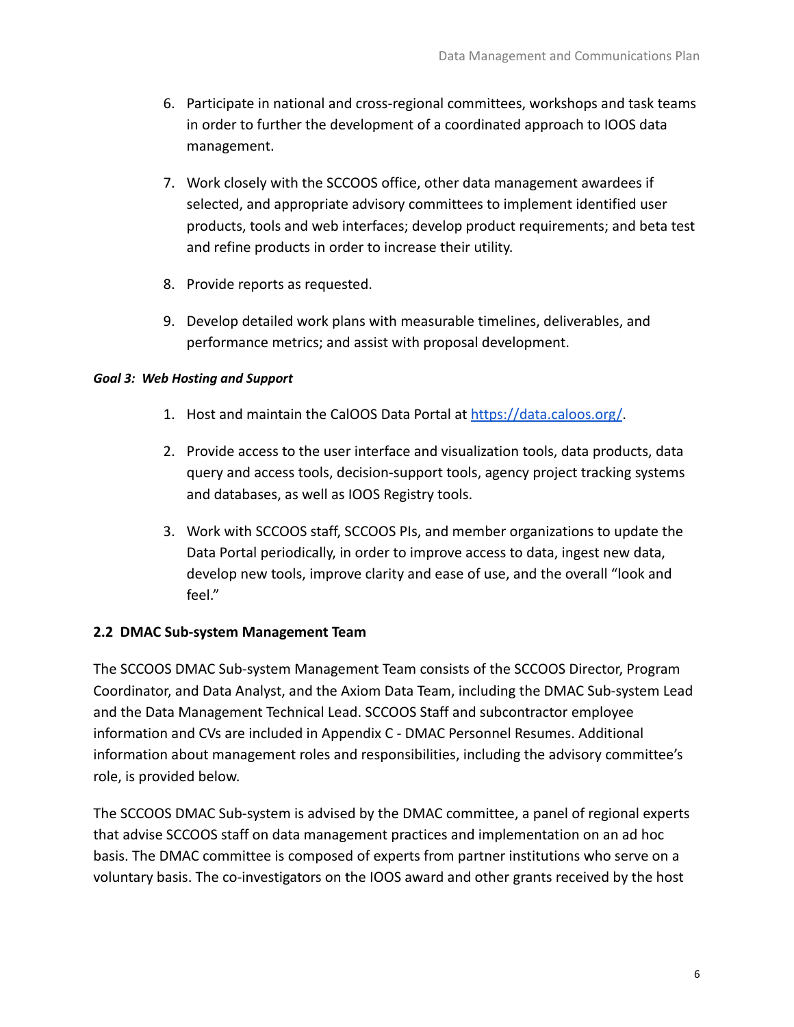6. Participate in national and cross-regional committees, workshops and task teams in order to further the development of a coordinated approach to IOOS data management.

7. Work closely with the SCCOOS office, other data management awardees if selected, and appropriate advisory committees to implement identified user products, tools and web interfaces; develop product requirements; and beta test and refine products in order to increase their utility.

8. Provide reports as requested.

9. Develop detailed work plans with measurable timelines, deliverables, and performance metrics; and assist with proposal development.

***Goal 3: Web Hosting and Support***

1. Host and maintain the CalOOS Data Portal at [https://data.caloos.org/](https://data.caloos.org/).

2. Provide access to the user interface and visualization tools, data products, data query and access tools, decision-support tools, agency project tracking systems and databases, as well as IOOS Registry tools.

3. Work with SCCOOS staff, SCCOOS PIs, and member organizations to update the Data Portal periodically, in order to improve access to data, ingest new data, develop new tools, improve clarity and ease of use, and the overall "look and feel."

### 2.2 DMAC Sub-system Management Team

The SCCOOS DMAC Sub-system Management Team consists of the SCCOOS Director, Program Coordinator, and Data Analyst, and the Axiom Data Team, including the DMAC Sub-system Lead and the Data Management Technical Lead. SCCOOS Staff and subcontractor employee information and CVs are included in Appendix C - DMAC Personnel Resumes. Additional information about management roles and responsibilities, including the advisory committee's role, is provided below.

The SCCOOS DMAC Sub-system is advised by the DMAC committee, a panel of regional experts that advise SCCOOS staff on data management practices and implementation on an ad hoc basis. The DMAC committee is composed of experts from partner institutions who serve on a voluntary basis. The co-investigators on the IOOS award and other grants received by the host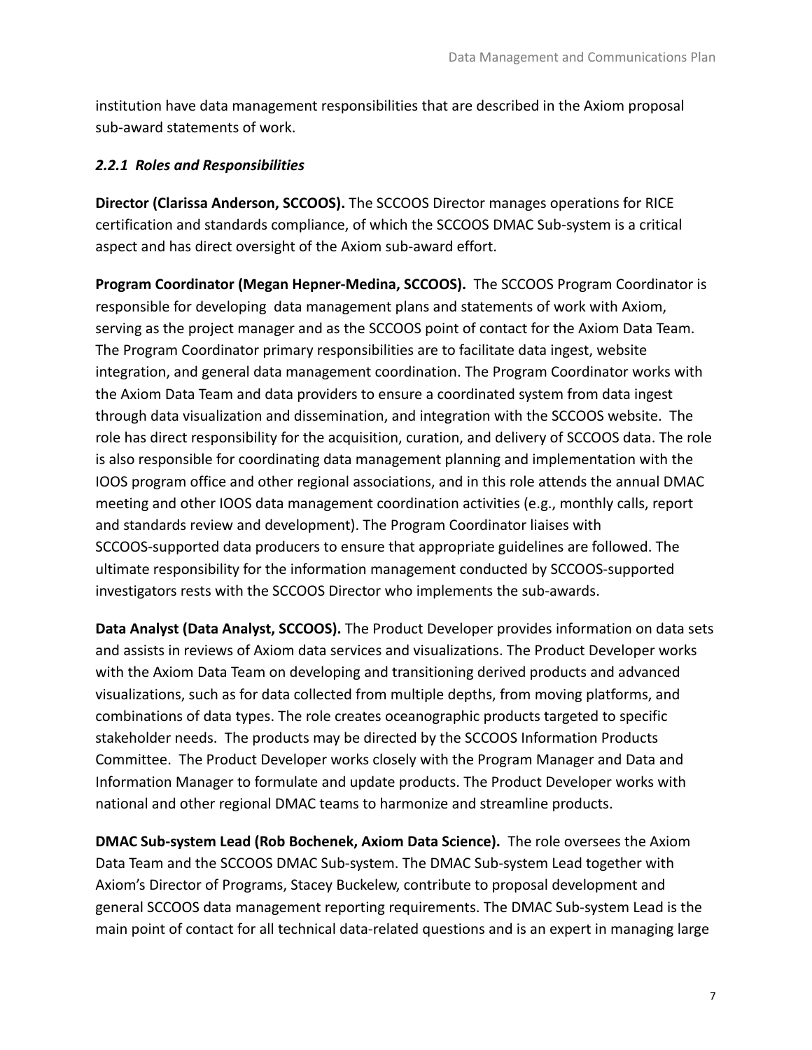institution have data management responsibilities that are described in the Axiom proposal sub-award statements of work.

### *2.2.1 Roles and Responsibilities*

**Director (Clarissa Anderson, SCCOOS).** The SCCOOS Director manages operations for RICE certification and standards compliance, of which the SCCOOS DMAC Sub-system is a critical aspect and has direct oversight of the Axiom sub-award effort.

**Program Coordinator (Megan Hepner-Medina, SCCOOS).** The SCCOOS Program Coordinator is responsible for developing data management plans and statements of work with Axiom, serving as the project manager and as the SCCOOS point of contact for the Axiom Data Team. The Program Coordinator primary responsibilities are to facilitate data ingest, website integration, and general data management coordination. The Program Coordinator works with the Axiom Data Team and data providers to ensure a coordinated system from data ingest through data visualization and dissemination, and integration with the SCCOOS website. The role has direct responsibility for the acquisition, curation, and delivery of SCCOOS data. The role is also responsible for coordinating data management planning and implementation with the IOOS program office and other regional associations, and in this role attends the annual DMAC meeting and other IOOS data management coordination activities (e.g., monthly calls, report and standards review and development). The Program Coordinator liaises with SCCOOS-supported data producers to ensure that appropriate guidelines are followed. The ultimate responsibility for the information management conducted by SCCOOS-supported investigators rests with the SCCOOS Director who implements the sub-awards.

**Data Analyst (Data Analyst, SCCOOS).** The Product Developer provides information on data sets and assists in reviews of Axiom data services and visualizations. The Product Developer works with the Axiom Data Team on developing and transitioning derived products and advanced visualizations, such as for data collected from multiple depths, from moving platforms, and combinations of data types. The role creates oceanographic products targeted to specific stakeholder needs. The products may be directed by the SCCOOS Information Products Committee. The Product Developer works closely with the Program Manager and Data and Information Manager to formulate and update products. The Product Developer works with national and other regional DMAC teams to harmonize and streamline products.

**DMAC Sub-system Lead (Rob Bochenek, Axiom Data Science).** The role oversees the Axiom Data Team and the SCCOOS DMAC Sub-system. The DMAC Sub-system Lead together with Axiom's Director of Programs, Stacey Buckelew, contribute to proposal development and general SCCOOS data management reporting requirements. The DMAC Sub-system Lead is the main point of contact for all technical data-related questions and is an expert in managing large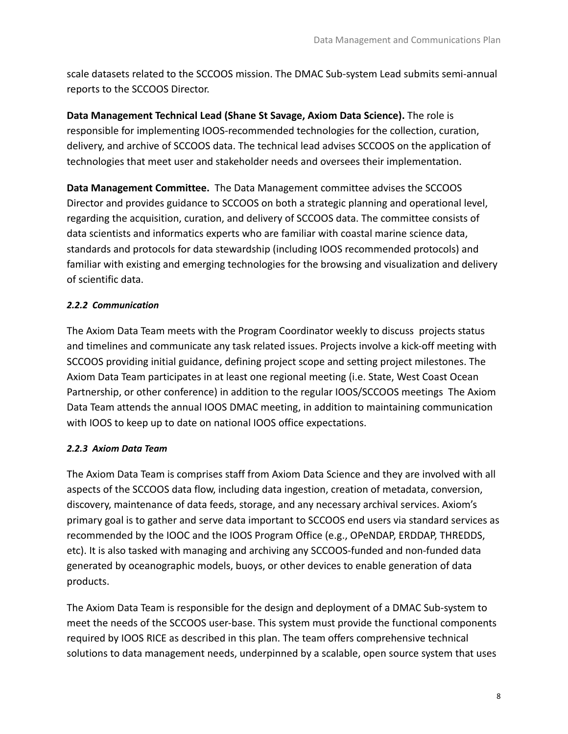scale datasets related to the SCCOOS mission. The DMAC Sub-system Lead submits semi-annual reports to the SCCOOS Director.

**Data Management Technical Lead (Shane St Savage, Axiom Data Science).** The role is responsible for implementing IOOS-recommended technologies for the collection, curation, delivery, and archive of SCCOOS data. The technical lead advises SCCOOS on the application of technologies that meet user and stakeholder needs and oversees their implementation.

**Data Management Committee.** The Data Management committee advises the SCCOOS Director and provides guidance to SCCOOS on both a strategic planning and operational level, regarding the acquisition, curation, and delivery of SCCOOS data. The committee consists of data scientists and informatics experts who are familiar with coastal marine science data, standards and protocols for data stewardship (including IOOS recommended protocols) and familiar with existing and emerging technologies for the browsing and visualization and delivery of scientific data.

#### *2.2.2 Communication*

The Axiom Data Team meets with the Program Coordinator weekly to discuss projects status and timelines and communicate any task related issues. Projects involve a kick-off meeting with SCCOOS providing initial guidance, defining project scope and setting project milestones. The Axiom Data Team participates in at least one regional meeting (i.e. State, West Coast Ocean Partnership, or other conference) in addition to the regular IOOS/SCCOOS meetings The Axiom Data Team attends the annual IOOS DMAC meeting, in addition to maintaining communication with IOOS to keep up to date on national IOOS office expectations.

#### *2.2.3 Axiom Data Team*

The Axiom Data Team is comprises staff from Axiom Data Science and they are involved with all aspects of the SCCOOS data flow, including data ingestion, creation of metadata, conversion, discovery, maintenance of data feeds, storage, and any necessary archival services. Axiom's primary goal is to gather and serve data important to SCCOOS end users via standard services as recommended by the IOOC and the IOOS Program Office (e.g., OPeNDAP, ERDDAP, THREDDS, etc). It is also tasked with managing and archiving any SCCOOS-funded and non-funded data generated by oceanographic models, buoys, or other devices to enable generation of data products.

The Axiom Data Team is responsible for the design and deployment of a DMAC Sub-system to meet the needs of the SCCOOS user-base. This system must provide the functional components required by IOOS RICE as described in this plan. The team offers comprehensive technical solutions to data management needs, underpinned by a scalable, open source system that uses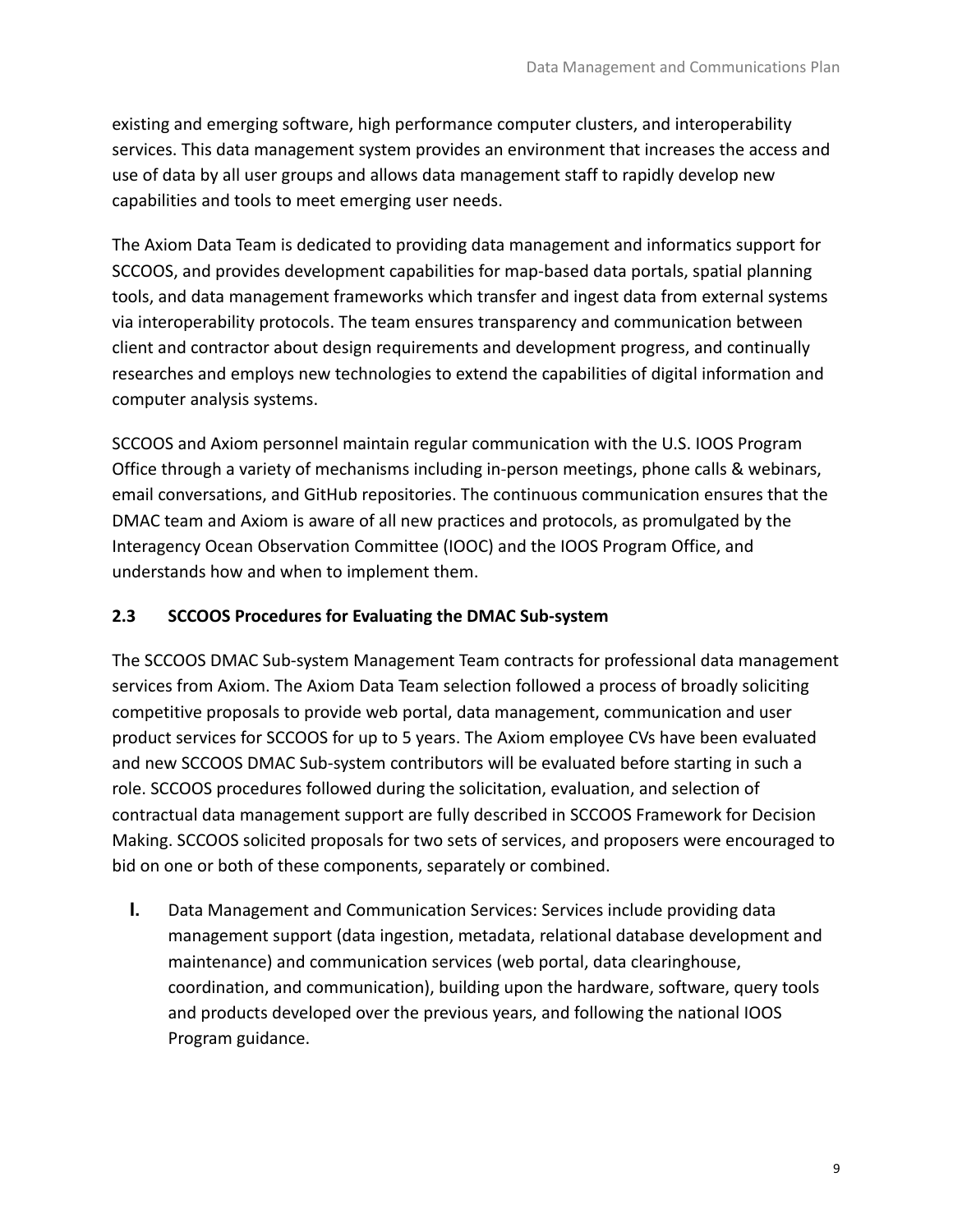existing and emerging software, high performance computer clusters, and interoperability services. This data management system provides an environment that increases the access and use of data by all user groups and allows data management staff to rapidly develop new capabilities and tools to meet emerging user needs.

The Axiom Data Team is dedicated to providing data management and informatics support for SCCOOS, and provides development capabilities for map-based data portals, spatial planning tools, and data management frameworks which transfer and ingest data from external systems via interoperability protocols. The team ensures transparency and communication between client and contractor about design requirements and development progress, and continually researches and employs new technologies to extend the capabilities of digital information and computer analysis systems.

SCCOOS and Axiom personnel maintain regular communication with the U.S. IOOS Program Office through a variety of mechanisms including in-person meetings, phone calls & webinars, email conversations, and GitHub repositories. The continuous communication ensures that the DMAC team and Axiom is aware of all new practices and protocols, as promulgated by the Interagency Ocean Observation Committee (IOOC) and the IOOS Program Office, and understands how and when to implement them.

### 2.3 SCCOOS Procedures for Evaluating the DMAC Sub-system

The SCCOOS DMAC Sub-system Management Team contracts for professional data management services from Axiom. The Axiom Data Team selection followed a process of broadly soliciting competitive proposals to provide web portal, data management, communication and user product services for SCCOOS for up to 5 years. The Axiom employee CVs have been evaluated and new SCCOOS DMAC Sub-system contributors will be evaluated before starting in such a role. SCCOOS procedures followed during the solicitation, evaluation, and selection of contractual data management support are fully described in SCCOOS Framework for Decision Making. SCCOOS solicited proposals for two sets of services, and proposers were encouraged to bid on one or both of these components, separately or combined.

I. Data Management and Communication Services: Services include providing data management support (data ingestion, metadata, relational database development and maintenance) and communication services (web portal, data clearinghouse, coordination, and communication), building upon the hardware, software, query tools and products developed over the previous years, and following the national IOOS Program guidance.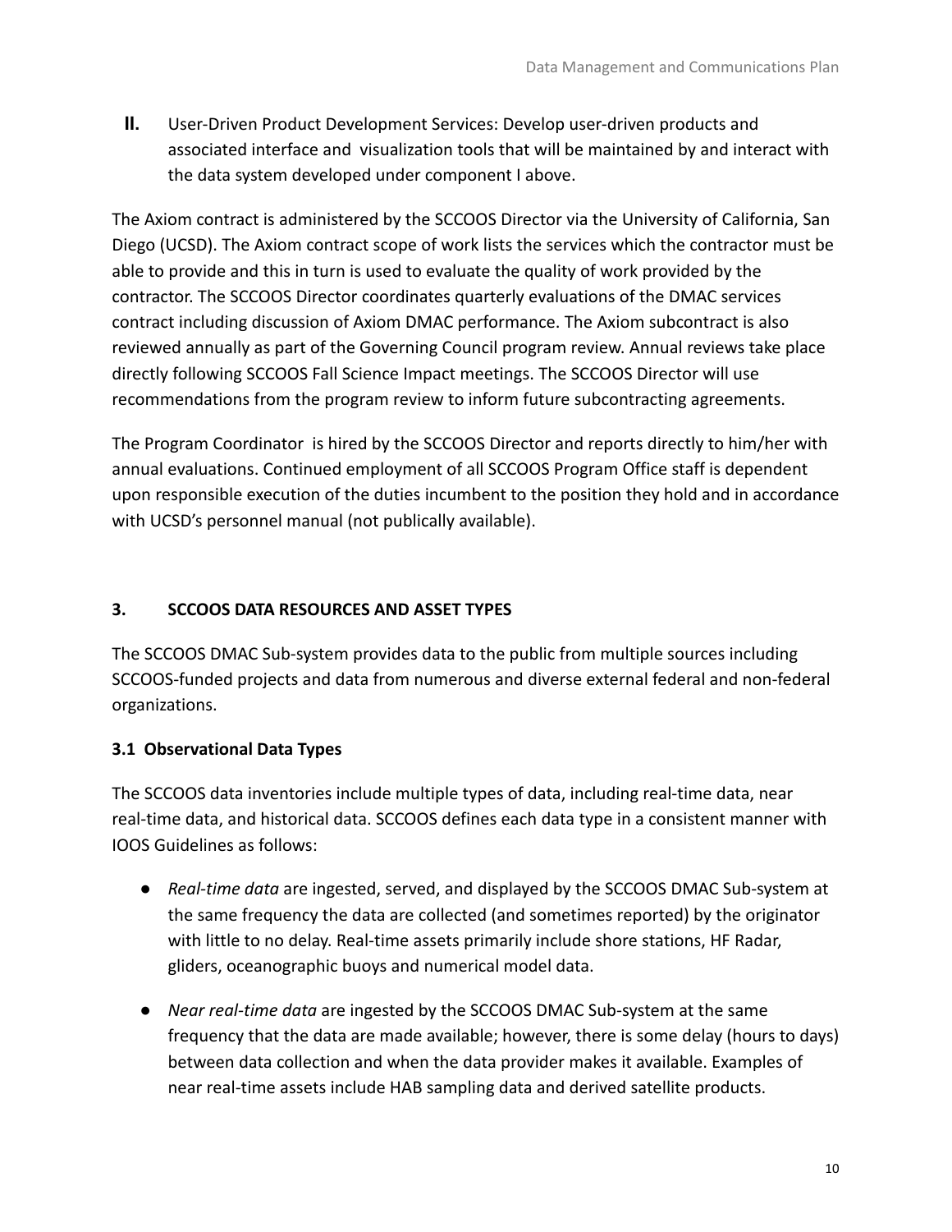II. User-Driven Product Development Services: Develop user-driven products and associated interface and visualization tools that will be maintained by and interact with the data system developed under component I above.

The Axiom contract is administered by the SCCOOS Director via the University of California, San Diego (UCSD). The Axiom contract scope of work lists the services which the contractor must be able to provide and this in turn is used to evaluate the quality of work provided by the contractor. The SCCOOS Director coordinates quarterly evaluations of the DMAC services contract including discussion of Axiom DMAC performance. The Axiom subcontract is also reviewed annually as part of the Governing Council program review. Annual reviews take place directly following SCCOOS Fall Science Impact meetings. The SCCOOS Director will use recommendations from the program review to inform future subcontracting agreements.

The Program Coordinator is hired by the SCCOOS Director and reports directly to him/her with annual evaluations. Continued employment of all SCCOOS Program Office staff is dependent upon responsible execution of the duties incumbent to the position they hold and in accordance with UCSD's personnel manual (not publically available).

## 3. SCCOOS DATA RESOURCES AND ASSET TYPES

The SCCOOS DMAC Sub-system provides data to the public from multiple sources including SCCOOS-funded projects and data from numerous and diverse external federal and non-federal organizations.

### 3.1 Observational Data Types

The SCCOOS data inventories include multiple types of data, including real-time data, near real-time data, and historical data. SCCOOS defines each data type in a consistent manner with IOOS Guidelines as follows:

- *Real-time data* are ingested, served, and displayed by the SCCOOS DMAC Sub-system at the same frequency the data are collected (and sometimes reported) by the originator with little to no delay. Real-time assets primarily include shore stations, HF Radar, gliders, oceanographic buoys and numerical model data.
- *Near real-time data* are ingested by the SCCOOS DMAC Sub-system at the same frequency that the data are made available; however, there is some delay (hours to days) between data collection and when the data provider makes it available. Examples of near real-time assets include HAB sampling data and derived satellite products.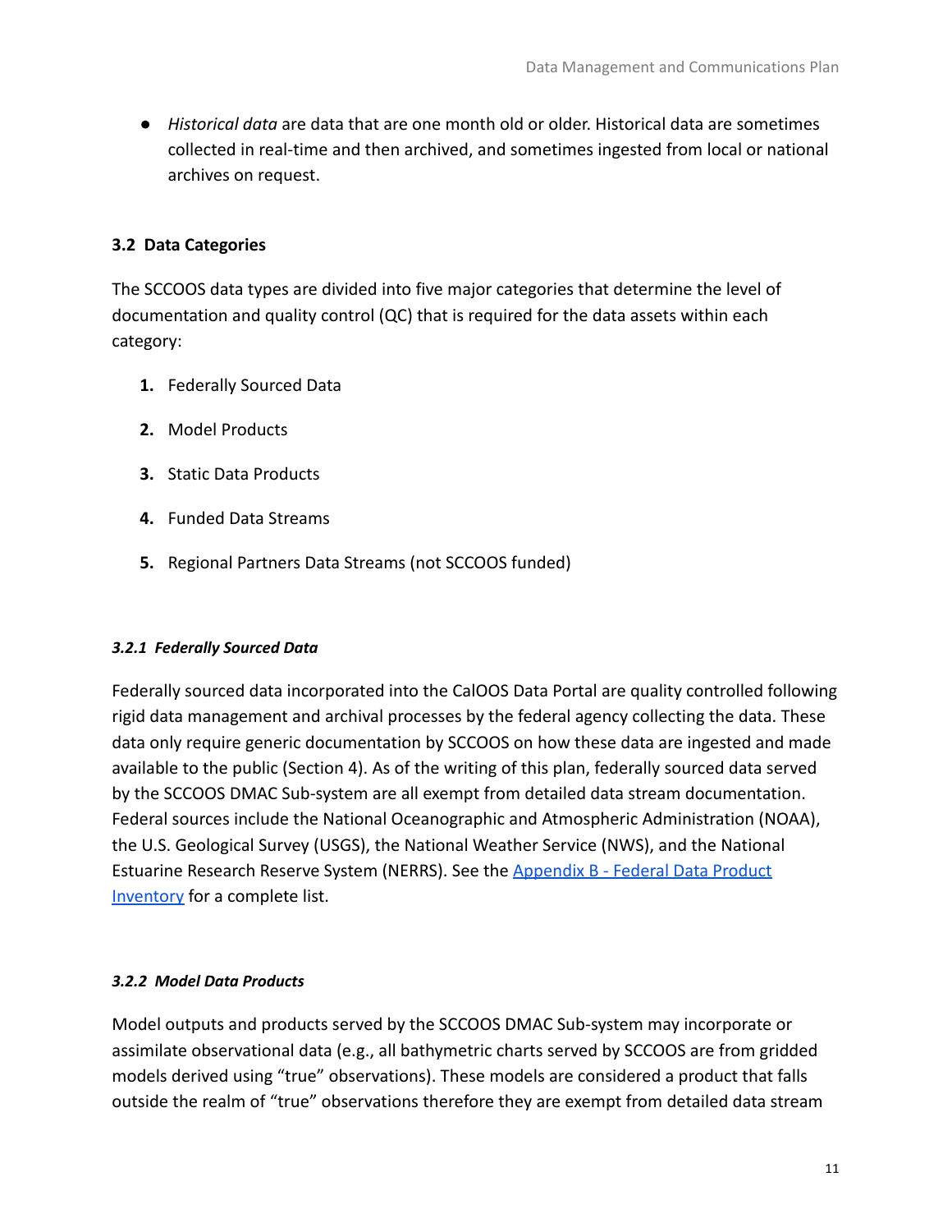- *Historical data* are data that are one month old or older. Historical data are sometimes collected in real-time and then archived, and sometimes ingested from local or national archives on request.

### 3.2 Data Categories

The SCCOOS data types are divided into five major categories that determine the level of documentation and quality control (QC) that is required for the data assets within each category:

1. Federally Sourced Data
2. Model Products
3. Static Data Products
4. Funded Data Streams
5. Regional Partners Data Streams (not SCCOOS funded)

#### *3.2.1 Federally Sourced Data*

Federally sourced data incorporated into the CalOOS Data Portal are quality controlled following rigid data management and archival processes by the federal agency collecting the data. These data only require generic documentation by SCCOOS on how these data are ingested and made available to the public (Section 4). As of the writing of this plan, federally sourced data served by the SCCOOS DMAC Sub-system are all exempt from detailed data stream documentation. Federal sources include the National Oceanographic and Atmospheric Administration (NOAA), the U.S. Geological Survey (USGS), the National Weather Service (NWS), and the National Estuarine Research Reserve System (NERRS). See the Appendix B - Federal Data Product Inventory for a complete list.

#### *3.2.2 Model Data Products*

Model outputs and products served by the SCCOOS DMAC Sub-system may incorporate or assimilate observational data (e.g., all bathymetric charts served by SCCOOS are from gridded models derived using "true" observations). These models are considered a product that falls outside the realm of "true" observations therefore they are exempt from detailed data stream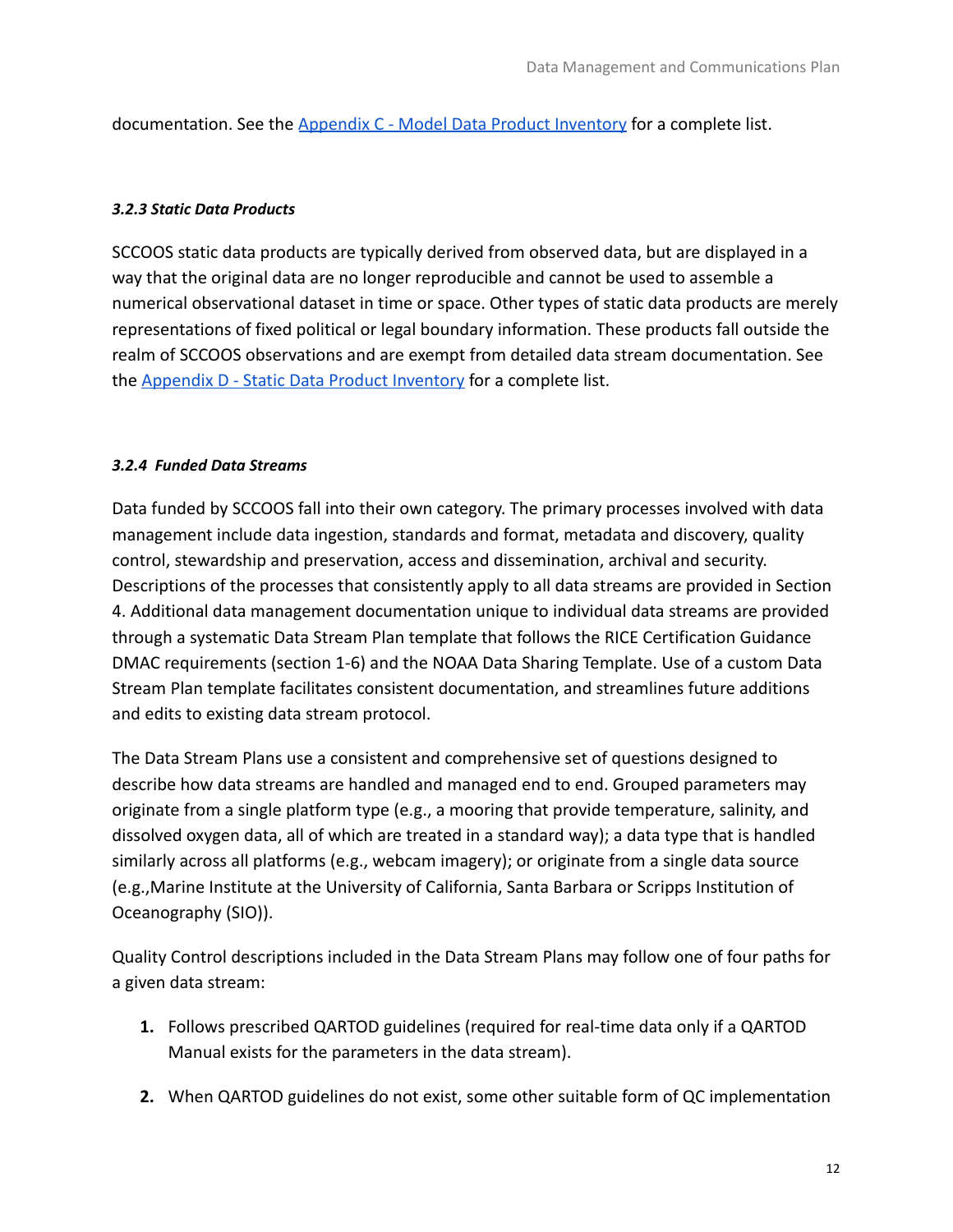documentation. See the [Appendix C - Model Data Product Inventory] for a complete list.

### *3.2.3 Static Data Products*

SCCOOS static data products are typically derived from observed data, but are displayed in a way that the original data are no longer reproducible and cannot be used to assemble a numerical observational dataset in time or space. Other types of static data products are merely representations of fixed political or legal boundary information. These products fall outside the realm of SCCOOS observations and are exempt from detailed data stream documentation. See the [Appendix D - Static Data Product Inventory] for a complete list.

### *3.2.4 Funded Data Streams*

Data funded by SCCOOS fall into their own category. The primary processes involved with data management include data ingestion, standards and format, metadata and discovery, quality control, stewardship and preservation, access and dissemination, archival and security. Descriptions of the processes that consistently apply to all data streams are provided in Section 4. Additional data management documentation unique to individual data streams are provided through a systematic Data Stream Plan template that follows the RICE Certification Guidance DMAC requirements (section 1-6) and the NOAA Data Sharing Template. Use of a custom Data Stream Plan template facilitates consistent documentation, and streamlines future additions and edits to existing data stream protocol.

The Data Stream Plans use a consistent and comprehensive set of questions designed to describe how data streams are handled and managed end to end. Grouped parameters may originate from a single platform type (e.g., a mooring that provide temperature, salinity, and dissolved oxygen data, all of which are treated in a standard way); a data type that is handled similarly across all platforms (e.g., webcam imagery); or originate from a single data source (e.g.,Marine Institute at the University of California, Santa Barbara or Scripps Institution of Oceanography (SIO)).

Quality Control descriptions included in the Data Stream Plans may follow one of four paths for a given data stream:

1. Follows prescribed QARTOD guidelines (required for real-time data only if a QARTOD Manual exists for the parameters in the data stream).
2. When QARTOD guidelines do not exist, some other suitable form of QC implementation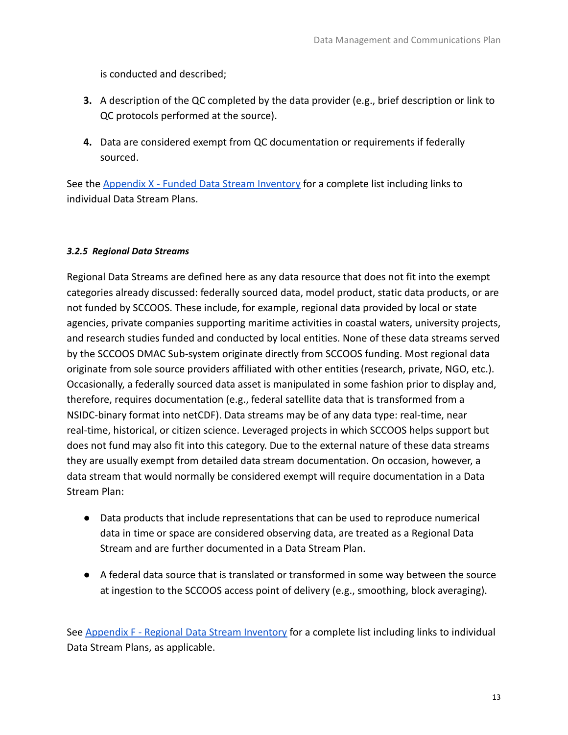is conducted and described;

3. A description of the QC completed by the data provider (e.g., brief description or link to QC protocols performed at the source).

4. Data are considered exempt from QC documentation or requirements if federally sourced.

See the [Appendix X - Funded Data Stream Inventory]() for a complete list including links to individual Data Stream Plans.

#### *3.2.5 Regional Data Streams*

Regional Data Streams are defined here as any data resource that does not fit into the exempt categories already discussed: federally sourced data, model product, static data products, or are not funded by SCCOOS. These include, for example, regional data provided by local or state agencies, private companies supporting maritime activities in coastal waters, university projects, and research studies funded and conducted by local entities. None of these data streams served by the SCCOOS DMAC Sub-system originate directly from SCCOOS funding. Most regional data originate from sole source providers affiliated with other entities (research, private, NGO, etc.). Occasionally, a federally sourced data asset is manipulated in some fashion prior to display and, therefore, requires documentation (e.g., federal satellite data that is transformed from a NSIDC-binary format into netCDF). Data streams may be of any data type: real-time, near real-time, historical, or citizen science. Leveraged projects in which SCCOOS helps support but does not fund may also fit into this category. Due to the external nature of these data streams they are usually exempt from detailed data stream documentation. On occasion, however, a data stream that would normally be considered exempt will require documentation in a Data Stream Plan:

- Data products that include representations that can be used to reproduce numerical data in time or space are considered observing data, are treated as a Regional Data Stream and are further documented in a Data Stream Plan.

- A federal data source that is translated or transformed in some way between the source at ingestion to the SCCOOS access point of delivery (e.g., smoothing, block averaging).

See [Appendix F - Regional Data Stream Inventory]() for a complete list including links to individual Data Stream Plans, as applicable.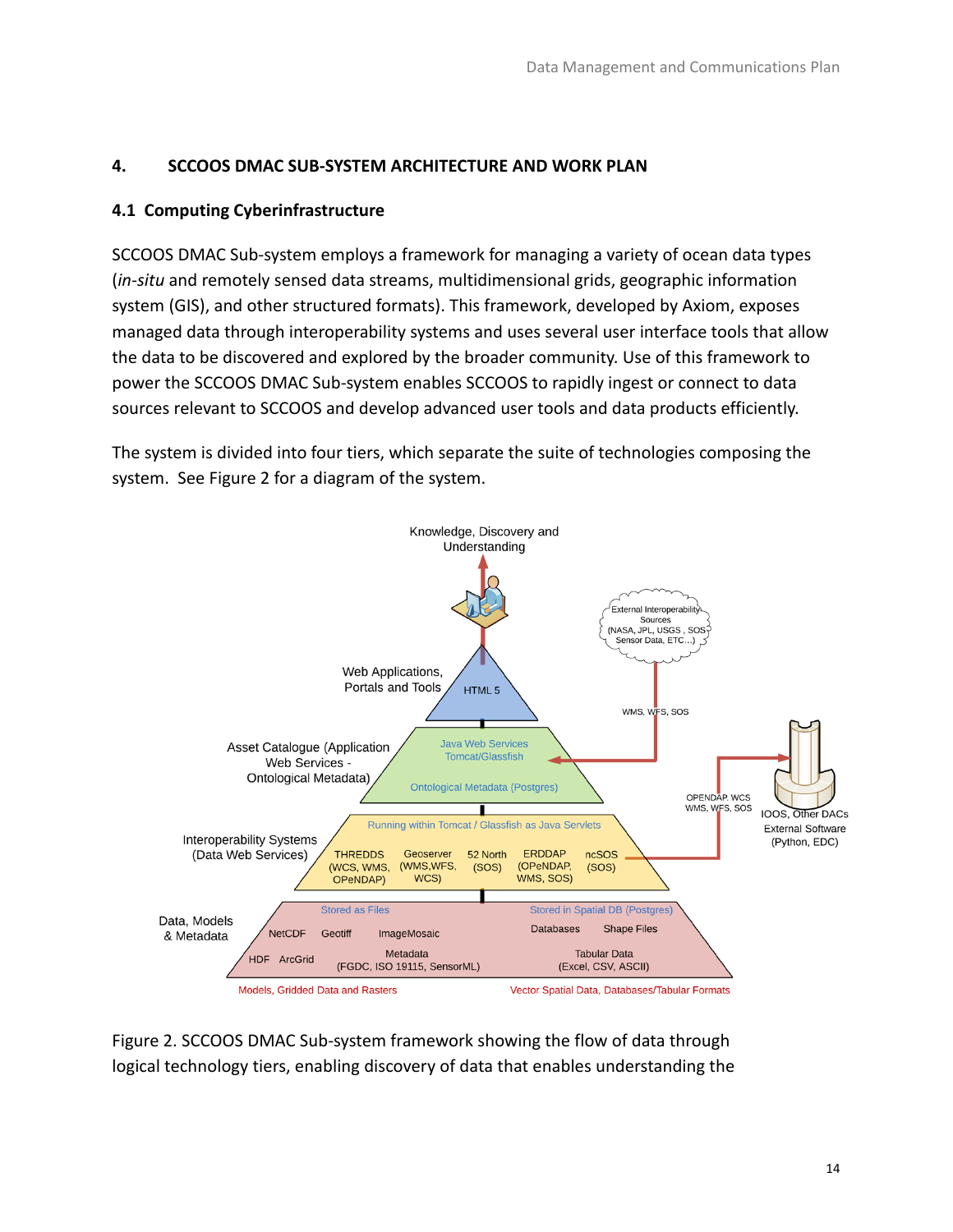## 4. SCCOOS DMAC SUB-SYSTEM ARCHITECTURE AND WORK PLAN

### 4.1 Computing Cyberinfrastructure

SCCOOS DMAC Sub-system employs a framework for managing a variety of ocean data types (*in-situ* and remotely sensed data streams, multidimensional grids, geographic information system (GIS), and other structured formats). This framework, developed by Axiom, exposes managed data through interoperability systems and uses several user interface tools that allow the data to be discovered and explored by the broader community. Use of this framework to power the SCCOOS DMAC Sub-system enables SCCOOS to rapidly ingest or connect to data sources relevant to SCCOOS and develop advanced user tools and data products efficiently.

The system is divided into four tiers, which separate the suite of technologies composing the system. See Figure 2 for a diagram of the system.

Knowledge, Discovery and Understanding

External Interoperability Sources (NASA, JPL, USGS, SOS Sensor Data, ETC...)

WMS, WFS, SOS

Web Applications, Portals and Tools

HTML 5

Asset Catalogue (Application Web Services - Ontological Metadata)

Java Web Services Tomcat/Glassfish

Ontological Metadata (Postgres)

OPENDAP, WCS WMS, WFS, SOS

IOOS, Other DACs External Software (Python, EDC)

Interoperability Systems (Data Web Services)

Running within Tomcat / Glassfish as Java Servlets

THREDDS (WCS, WMS, OPeNDAP)

Geoserver (WMS,WFS, WCS)

52 North (SOS)

ERDDAP (OPeNDAP, WMS, SOS)

ncSOS (SOS)

Data, Models & Metadata

Stored as Files

NetCDF Geotiff ImageMosaic

HDF ArcGrid

Metadata (FGDC, ISO 19115, SensorML)

Stored in Spatial DB (Postgres)

Databases Shape Files

Tabular Data (Excel, CSV, ASCII)

Models, Gridded Data and Rasters

Vector Spatial Data, Databases/Tabular Formats

Figure 2. SCCOOS DMAC Sub-system framework showing the flow of data through logical technology tiers, enabling discovery of data that enables understanding the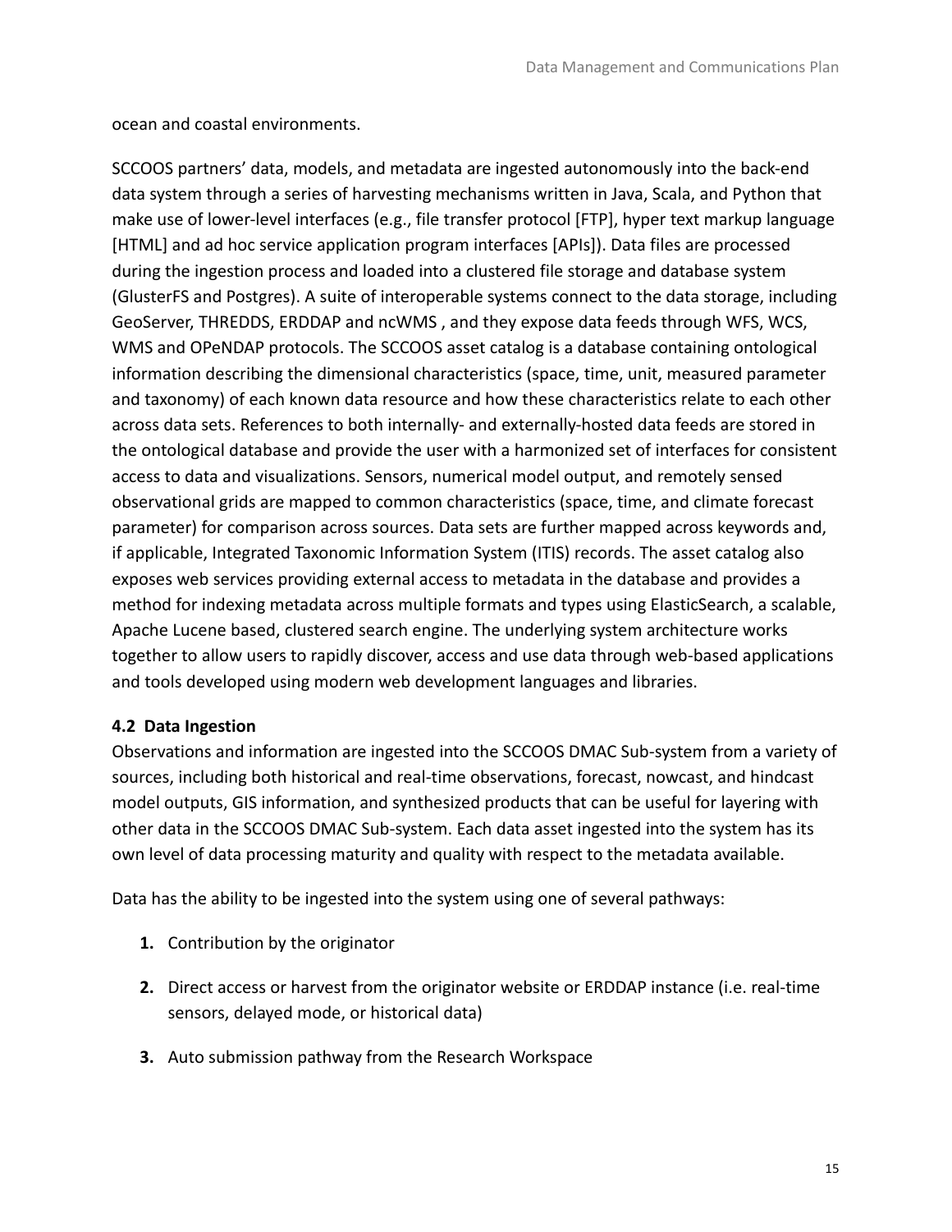ocean and coastal environments.

SCCOOS partners' data, models, and metadata are ingested autonomously into the back-end data system through a series of harvesting mechanisms written in Java, Scala, and Python that make use of lower-level interfaces (e.g., file transfer protocol [FTP], hyper text markup language [HTML] and ad hoc service application program interfaces [APIs]). Data files are processed during the ingestion process and loaded into a clustered file storage and database system (GlusterFS and Postgres). A suite of interoperable systems connect to the data storage, including GeoServer, THREDDS, ERDDAP and ncWMS , and they expose data feeds through WFS, WCS, WMS and OPeNDAP protocols. The SCCOOS asset catalog is a database containing ontological information describing the dimensional characteristics (space, time, unit, measured parameter and taxonomy) of each known data resource and how these characteristics relate to each other across data sets. References to both internally- and externally-hosted data feeds are stored in the ontological database and provide the user with a harmonized set of interfaces for consistent access to data and visualizations. Sensors, numerical model output, and remotely sensed observational grids are mapped to common characteristics (space, time, and climate forecast parameter) for comparison across sources. Data sets are further mapped across keywords and, if applicable, Integrated Taxonomic Information System (ITIS) records. The asset catalog also exposes web services providing external access to metadata in the database and provides a method for indexing metadata across multiple formats and types using ElasticSearch, a scalable, Apache Lucene based, clustered search engine. The underlying system architecture works together to allow users to rapidly discover, access and use data through web-based applications and tools developed using modern web development languages and libraries.

### 4.2 Data Ingestion

Observations and information are ingested into the SCCOOS DMAC Sub-system from a variety of sources, including both historical and real-time observations, forecast, nowcast, and hindcast model outputs, GIS information, and synthesized products that can be useful for layering with other data in the SCCOOS DMAC Sub-system. Each data asset ingested into the system has its own level of data processing maturity and quality with respect to the metadata available.

Data has the ability to be ingested into the system using one of several pathways:

1. Contribution by the originator
2. Direct access or harvest from the originator website or ERDDAP instance (i.e. real-time sensors, delayed mode, or historical data)
3. Auto submission pathway from the Research Workspace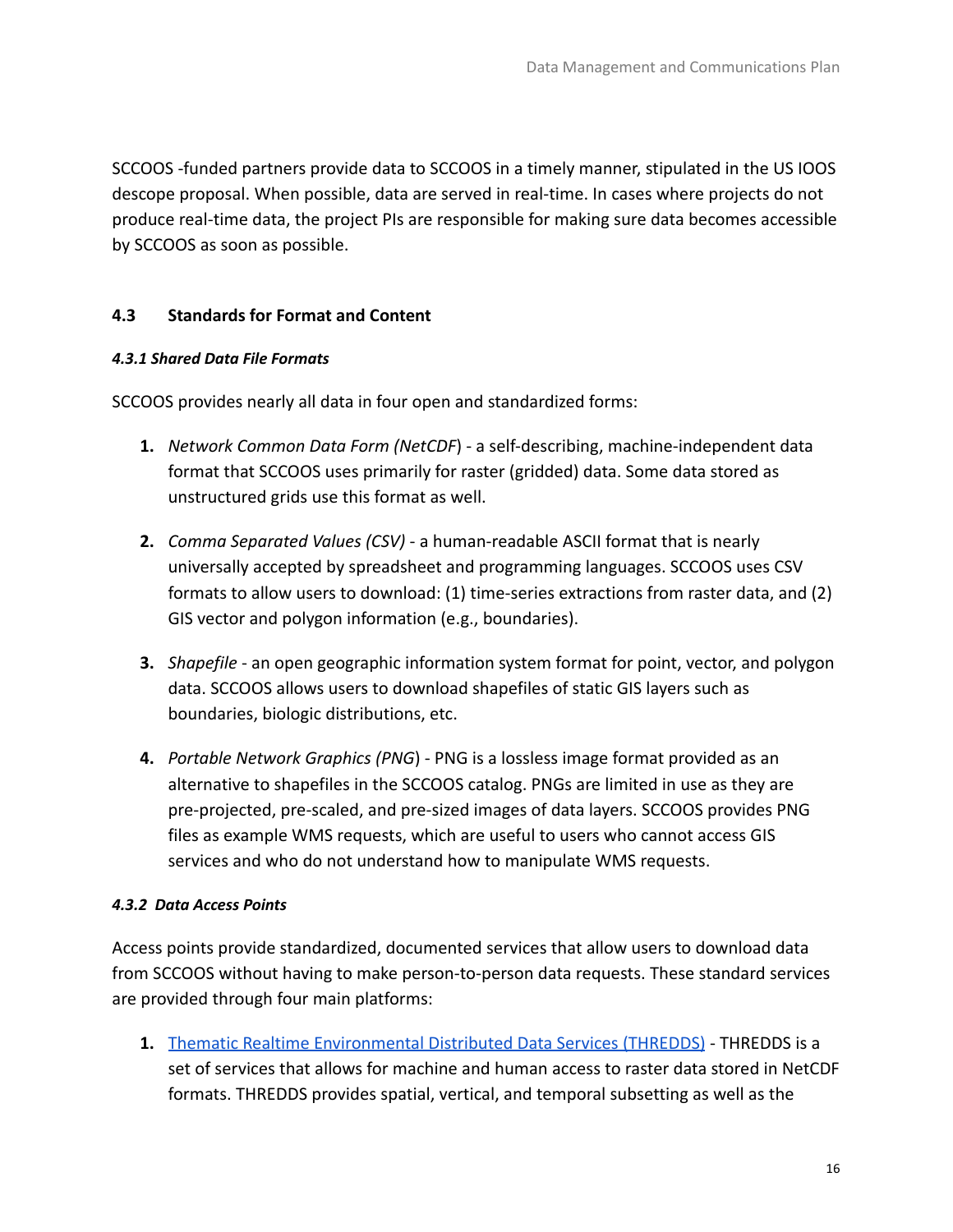SCCOOS -funded partners provide data to SCCOOS in a timely manner, stipulated in the US IOOS descope proposal. When possible, data are served in real-time. In cases where projects do not produce real-time data, the project PIs are responsible for making sure data becomes accessible by SCCOOS as soon as possible.

### 4.3 Standards for Format and Content

#### *4.3.1 Shared Data File Formats*

SCCOOS provides nearly all data in four open and standardized forms:

1. *Network Common Data Form (NetCDF*) - a self-describing, machine-independent data format that SCCOOS uses primarily for raster (gridded) data. Some data stored as unstructured grids use this format as well.

2. *Comma Separated Values (CSV)* - a human-readable ASCII format that is nearly universally accepted by spreadsheet and programming languages. SCCOOS uses CSV formats to allow users to download: (1) time-series extractions from raster data, and (2) GIS vector and polygon information (e.g., boundaries).

3. *Shapefile* - an open geographic information system format for point, vector, and polygon data. SCCOOS allows users to download shapefiles of static GIS layers such as boundaries, biologic distributions, etc.

4. *Portable Network Graphics (PNG*) - PNG is a lossless image format provided as an alternative to shapefiles in the SCCOOS catalog. PNGs are limited in use as they are pre-projected, pre-scaled, and pre-sized images of data layers. SCCOOS provides PNG files as example WMS requests, which are useful to users who cannot access GIS services and who do not understand how to manipulate WMS requests.

#### *4.3.2 Data Access Points*

Access points provide standardized, documented services that allow users to download data from SCCOOS without having to make person-to-person data requests. These standard services are provided through four main platforms:

1. Thematic Realtime Environmental Distributed Data Services (THREDDS) - THREDDS is a set of services that allows for machine and human access to raster data stored in NetCDF formats. THREDDS provides spatial, vertical, and temporal subsetting as well as the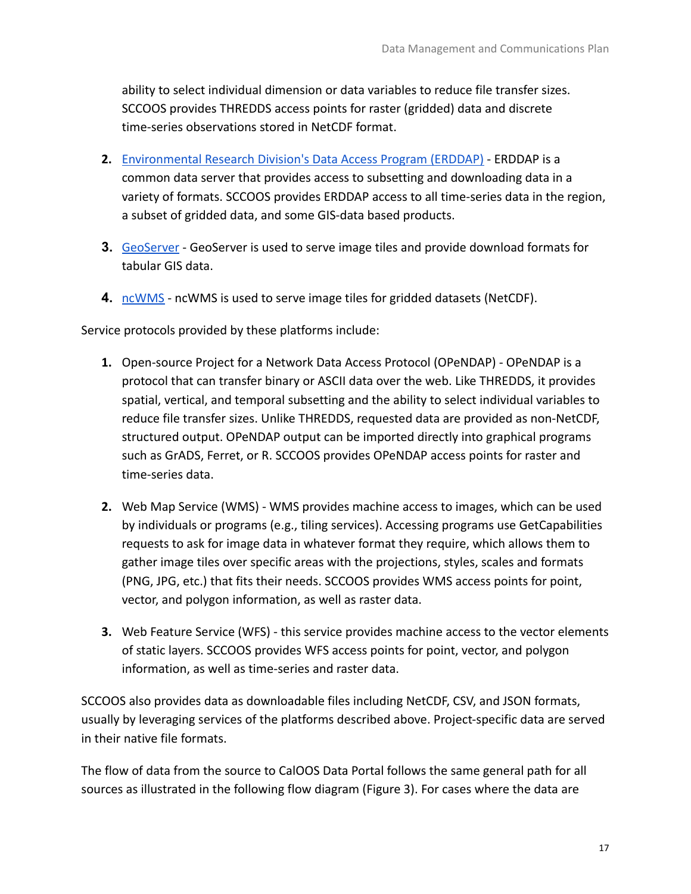ability to select individual dimension or data variables to reduce file transfer sizes. SCCOOS provides THREDDS access points for raster (gridded) data and discrete time-series observations stored in NetCDF format.

2. [Environmental Research Division's Data Access Program (ERDDAP)] - ERDDAP is a common data server that provides access to subsetting and downloading data in a variety of formats. SCCOOS provides ERDDAP access to all time-series data in the region, a subset of gridded data, and some GIS-data based products.

3. [GeoServer] - GeoServer is used to serve image tiles and provide download formats for tabular GIS data.

4. [ncWMS] - ncWMS is used to serve image tiles for gridded datasets (NetCDF).

Service protocols provided by these platforms include:

1. Open-source Project for a Network Data Access Protocol (OPeNDAP) - OPeNDAP is a protocol that can transfer binary or ASCII data over the web. Like THREDDS, it provides spatial, vertical, and temporal subsetting and the ability to select individual variables to reduce file transfer sizes. Unlike THREDDS, requested data are provided as non-NetCDF, structured output. OPeNDAP output can be imported directly into graphical programs such as GrADS, Ferret, or R. SCCOOS provides OPeNDAP access points for raster and time-series data.

2. Web Map Service (WMS) - WMS provides machine access to images, which can be used by individuals or programs (e.g., tiling services). Accessing programs use GetCapabilities requests to ask for image data in whatever format they require, which allows them to gather image tiles over specific areas with the projections, styles, scales and formats (PNG, JPG, etc.) that fits their needs. SCCOOS provides WMS access points for point, vector, and polygon information, as well as raster data.

3. Web Feature Service (WFS) - this service provides machine access to the vector elements of static layers. SCCOOS provides WFS access points for point, vector, and polygon information, as well as time-series and raster data.

SCCOOS also provides data as downloadable files including NetCDF, CSV, and JSON formats, usually by leveraging services of the platforms described above. Project-specific data are served in their native file formats.

The flow of data from the source to CalOOS Data Portal follows the same general path for all sources as illustrated in the following flow diagram (Figure 3). For cases where the data are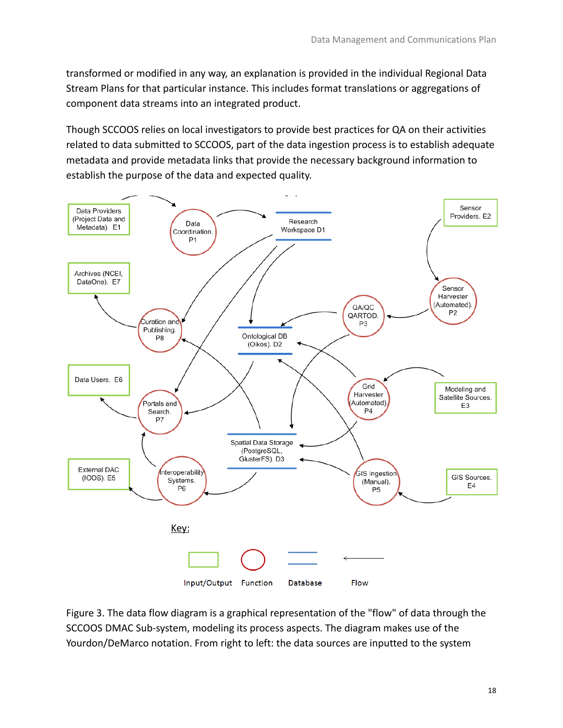transformed or modified in any way, an explanation is provided in the individual Regional Data Stream Plans for that particular instance. This includes format translations or aggregations of component data streams into an integrated product.

Though SCCOOS relies on local investigators to provide best practices for QA on their activities related to data submitted to SCCOOS, part of the data ingestion process is to establish adequate metadata and provide metadata links that provide the necessary background information to establish the purpose of the data and expected quality.

Figure 3. The data flow diagram is a graphical representation of the "flow" of data through the SCCOOS DMAC Sub-system, modeling its process aspects. The diagram makes use of the Yourdon/DeMarco notation. From right to left: the data sources are inputted to the system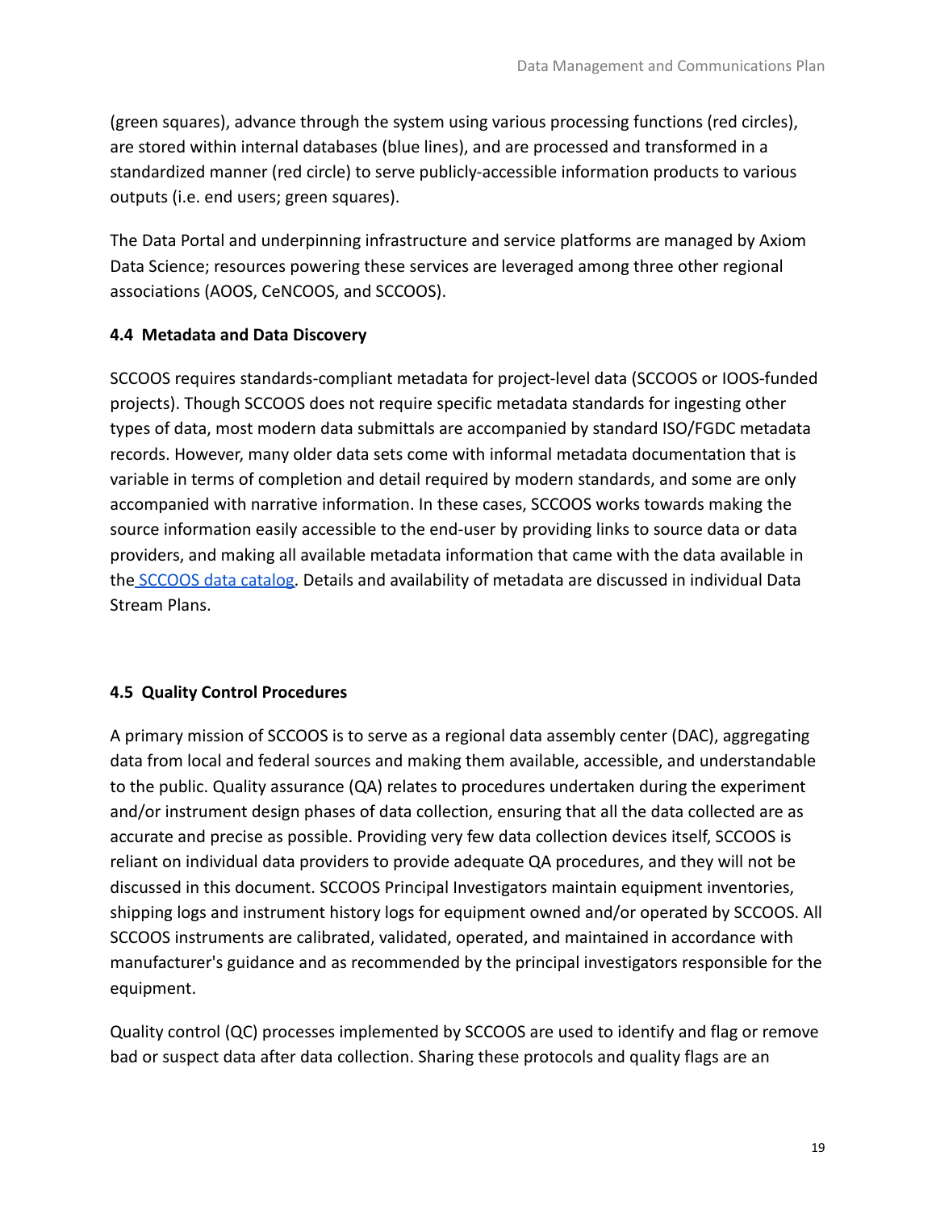(green squares), advance through the system using various processing functions (red circles), are stored within internal databases (blue lines), and are processed and transformed in a standardized manner (red circle) to serve publicly-accessible information products to various outputs (i.e. end users; green squares).

The Data Portal and underpinning infrastructure and service platforms are managed by Axiom Data Science; resources powering these services are leveraged among three other regional associations (AOOS, CeNCOOS, and SCCOOS).

### 4.4 Metadata and Data Discovery

SCCOOS requires standards-compliant metadata for project-level data (SCCOOS or IOOS-funded projects). Though SCCOOS does not require specific metadata standards for ingesting other types of data, most modern data submittals are accompanied by standard ISO/FGDC metadata records. However, many older data sets come with informal metadata documentation that is variable in terms of completion and detail required by modern standards, and some are only accompanied with narrative information. In these cases, SCCOOS works towards making the source information easily accessible to the end-user by providing links to source data or data providers, and making all available metadata information that came with the data available in the SCCOOS data catalog. Details and availability of metadata are discussed in individual Data Stream Plans.

### 4.5 Quality Control Procedures

A primary mission of SCCOOS is to serve as a regional data assembly center (DAC), aggregating data from local and federal sources and making them available, accessible, and understandable to the public. Quality assurance (QA) relates to procedures undertaken during the experiment and/or instrument design phases of data collection, ensuring that all the data collected are as accurate and precise as possible. Providing very few data collection devices itself, SCCOOS is reliant on individual data providers to provide adequate QA procedures, and they will not be discussed in this document. SCCOOS Principal Investigators maintain equipment inventories, shipping logs and instrument history logs for equipment owned and/or operated by SCCOOS. All SCCOOS instruments are calibrated, validated, operated, and maintained in accordance with manufacturer's guidance and as recommended by the principal investigators responsible for the equipment.

Quality control (QC) processes implemented by SCCOOS are used to identify and flag or remove bad or suspect data after data collection. Sharing these protocols and quality flags are an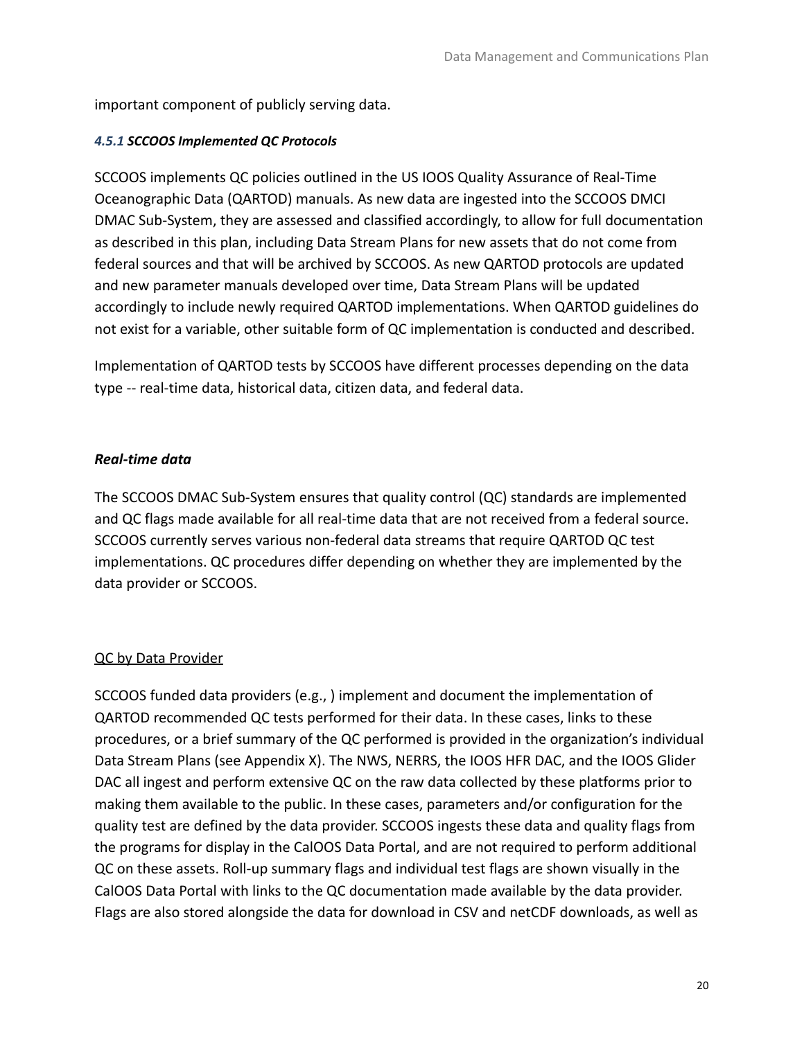important component of publicly serving data.

#### *4.5.1 SCCOOS Implemented QC Protocols*

SCCOOS implements QC policies outlined in the US IOOS Quality Assurance of Real-Time Oceanographic Data (QARTOD) manuals. As new data are ingested into the SCCOOS DMCI DMAC Sub-System, they are assessed and classified accordingly, to allow for full documentation as described in this plan, including Data Stream Plans for new assets that do not come from federal sources and that will be archived by SCCOOS. As new QARTOD protocols are updated and new parameter manuals developed over time, Data Stream Plans will be updated accordingly to include newly required QARTOD implementations. When QARTOD guidelines do not exist for a variable, other suitable form of QC implementation is conducted and described.

Implementation of QARTOD tests by SCCOOS have different processes depending on the data type -- real-time data, historical data, citizen data, and federal data.

***Real-time data***

The SCCOOS DMAC Sub-System ensures that quality control (QC) standards are implemented and QC flags made available for all real-time data that are not received from a federal source. SCCOOS currently serves various non-federal data streams that require QARTOD QC test implementations. QC procedures differ depending on whether they are implemented by the data provider or SCCOOS.

<u>QC by Data Provider</u>

SCCOOS funded data providers (e.g., ) implement and document the implementation of QARTOD recommended QC tests performed for their data. In these cases, links to these procedures, or a brief summary of the QC performed is provided in the organization's individual Data Stream Plans (see Appendix X). The NWS, NERRS, the IOOS HFR DAC, and the IOOS Glider DAC all ingest and perform extensive QC on the raw data collected by these platforms prior to making them available to the public. In these cases, parameters and/or configuration for the quality test are defined by the data provider. SCCOOS ingests these data and quality flags from the programs for display in the CalOOS Data Portal, and are not required to perform additional QC on these assets. Roll-up summary flags and individual test flags are shown visually in the CalOOS Data Portal with links to the QC documentation made available by the data provider. Flags are also stored alongside the data for download in CSV and netCDF downloads, as well as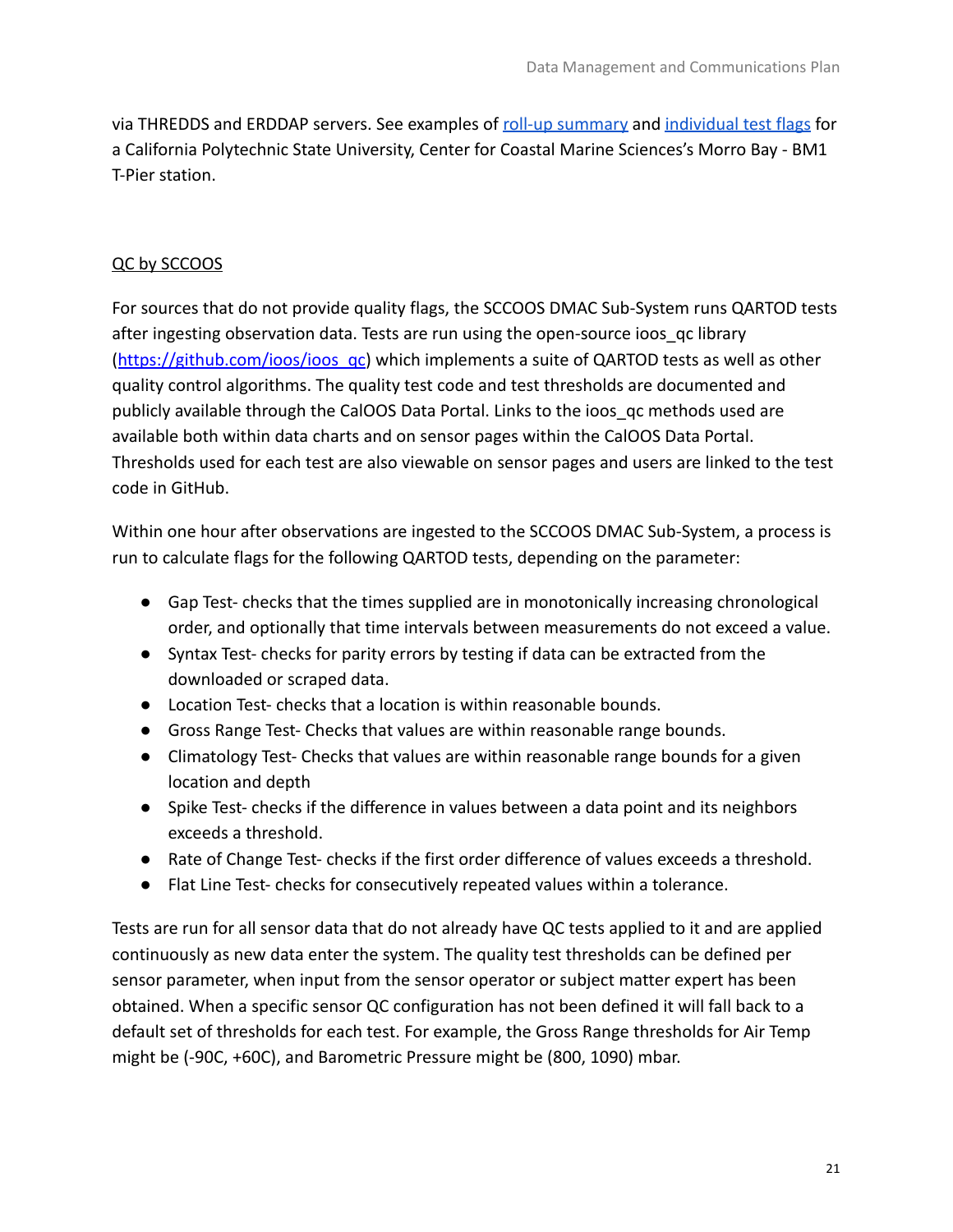via THREDDS and ERDDAP servers. See examples of roll-up summary and individual test flags for a California Polytechnic State University, Center for Coastal Marine Sciences's Morro Bay - BM1 T-Pier station.

QC by SCCOOS

For sources that do not provide quality flags, the SCCOOS DMAC Sub-System runs QARTOD tests after ingesting observation data. Tests are run using the open-source ioos_qc library (https://github.com/ioos/ioos_qc) which implements a suite of QARTOD tests as well as other quality control algorithms. The quality test code and test thresholds are documented and publicly available through the CalOOS Data Portal. Links to the ioos_qc methods used are available both within data charts and on sensor pages within the CalOOS Data Portal. Thresholds used for each test are also viewable on sensor pages and users are linked to the test code in GitHub.

Within one hour after observations are ingested to the SCCOOS DMAC Sub-System, a process is run to calculate flags for the following QARTOD tests, depending on the parameter:

- Gap Test- checks that the times supplied are in monotonically increasing chronological order, and optionally that time intervals between measurements do not exceed a value.
- Syntax Test- checks for parity errors by testing if data can be extracted from the downloaded or scraped data.
- Location Test- checks that a location is within reasonable bounds.
- Gross Range Test- Checks that values are within reasonable range bounds.
- Climatology Test- Checks that values are within reasonable range bounds for a given location and depth
- Spike Test- checks if the difference in values between a data point and its neighbors exceeds a threshold.
- Rate of Change Test- checks if the first order difference of values exceeds a threshold.
- Flat Line Test- checks for consecutively repeated values within a tolerance.

Tests are run for all sensor data that do not already have QC tests applied to it and are applied continuously as new data enter the system. The quality test thresholds can be defined per sensor parameter, when input from the sensor operator or subject matter expert has been obtained. When a specific sensor QC configuration has not been defined it will fall back to a default set of thresholds for each test. For example, the Gross Range thresholds for Air Temp might be (-90C, +60C), and Barometric Pressure might be (800, 1090) mbar.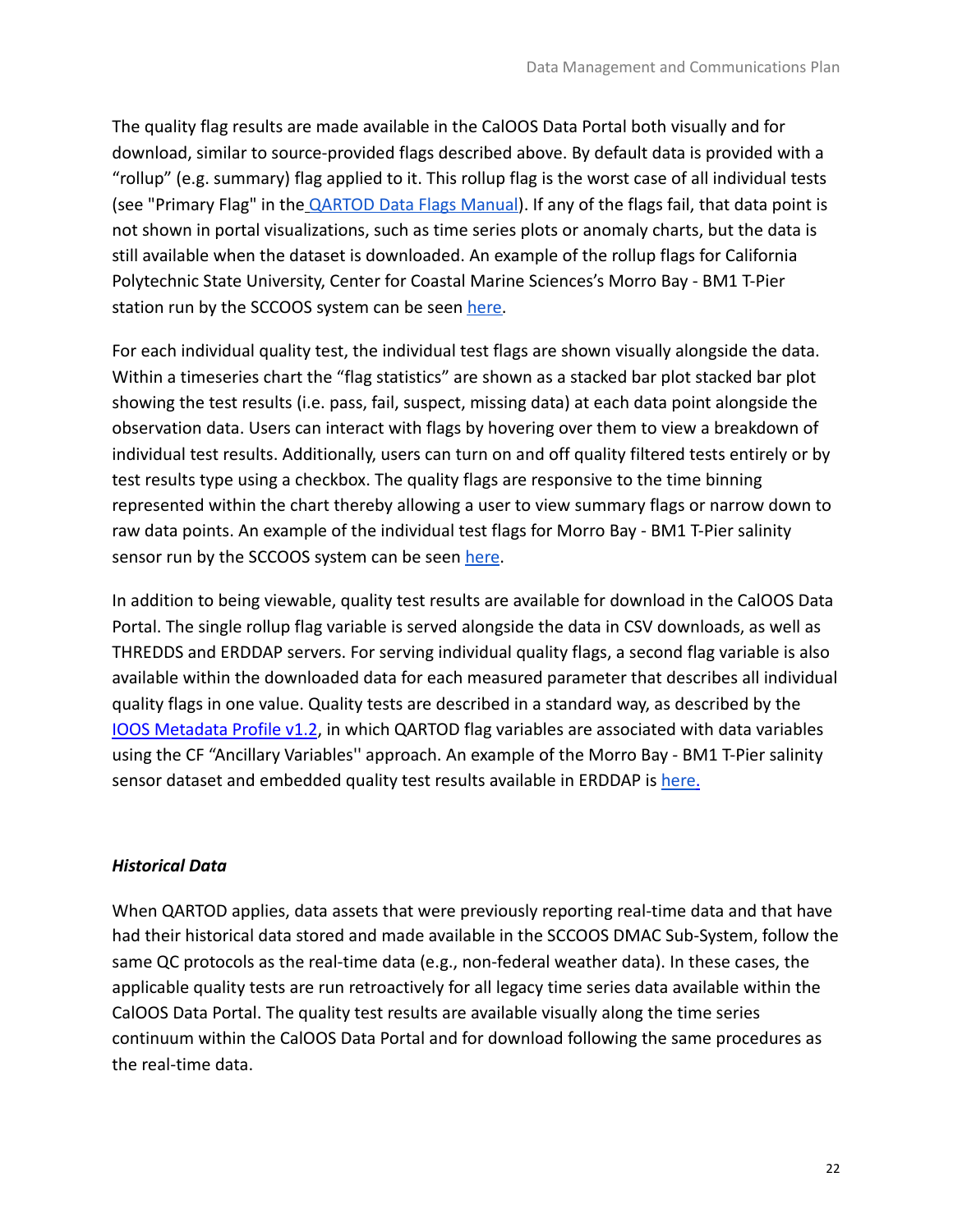The quality flag results are made available in the CalOOS Data Portal both visually and for download, similar to source-provided flags described above. By default data is provided with a "rollup" (e.g. summary) flag applied to it. This rollup flag is the worst case of all individual tests (see "Primary Flag" in the QARTOD Data Flags Manual). If any of the flags fail, that data point is not shown in portal visualizations, such as time series plots or anomaly charts, but the data is still available when the dataset is downloaded. An example of the rollup flags for California Polytechnic State University, Center for Coastal Marine Sciences's Morro Bay - BM1 T-Pier station run by the SCCOOS system can be seen here.

For each individual quality test, the individual test flags are shown visually alongside the data. Within a timeseries chart the "flag statistics" are shown as a stacked bar plot stacked bar plot showing the test results (i.e. pass, fail, suspect, missing data) at each data point alongside the observation data. Users can interact with flags by hovering over them to view a breakdown of individual test results. Additionally, users can turn on and off quality filtered tests entirely or by test results type using a checkbox. The quality flags are responsive to the time binning represented within the chart thereby allowing a user to view summary flags or narrow down to raw data points. An example of the individual test flags for Morro Bay - BM1 T-Pier salinity sensor run by the SCCOOS system can be seen here.

In addition to being viewable, quality test results are available for download in the CalOOS Data Portal. The single rollup flag variable is served alongside the data in CSV downloads, as well as THREDDS and ERDDAP servers. For serving individual quality flags, a second flag variable is also available within the downloaded data for each measured parameter that describes all individual quality flags in one value. Quality tests are described in a standard way, as described by the IOOS Metadata Profile v1.2, in which QARTOD flag variables are associated with data variables using the CF "Ancillary Variables'' approach. An example of the Morro Bay - BM1 T-Pier salinity sensor dataset and embedded quality test results available in ERDDAP is here.

***Historical Data***

When QARTOD applies, data assets that were previously reporting real-time data and that have had their historical data stored and made available in the SCCOOS DMAC Sub-System, follow the same QC protocols as the real-time data (e.g., non-federal weather data). In these cases, the applicable quality tests are run retroactively for all legacy time series data available within the CalOOS Data Portal. The quality test results are available visually along the time series continuum within the CalOOS Data Portal and for download following the same procedures as the real-time data.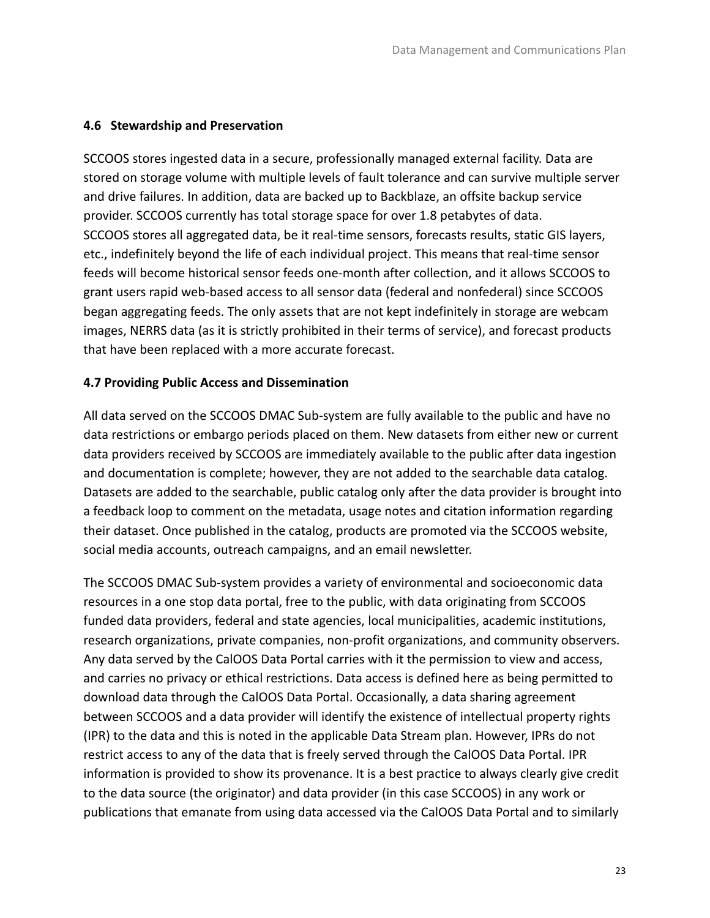### 4.6 Stewardship and Preservation

SCCOOS stores ingested data in a secure, professionally managed external facility. Data are stored on storage volume with multiple levels of fault tolerance and can survive multiple server and drive failures. In addition, data are backed up to Backblaze, an offsite backup service provider. SCCOOS currently has total storage space for over 1.8 petabytes of data.
SCCOOS stores all aggregated data, be it real-time sensors, forecasts results, static GIS layers, etc., indefinitely beyond the life of each individual project. This means that real-time sensor feeds will become historical sensor feeds one-month after collection, and it allows SCCOOS to grant users rapid web-based access to all sensor data (federal and nonfederal) since SCCOOS began aggregating feeds. The only assets that are not kept indefinitely in storage are webcam images, NERRS data (as it is strictly prohibited in their terms of service), and forecast products that have been replaced with a more accurate forecast.

### 4.7 Providing Public Access and Dissemination

All data served on the SCCOOS DMAC Sub-system are fully available to the public and have no data restrictions or embargo periods placed on them. New datasets from either new or current data providers received by SCCOOS are immediately available to the public after data ingestion and documentation is complete; however, they are not added to the searchable data catalog. Datasets are added to the searchable, public catalog only after the data provider is brought into a feedback loop to comment on the metadata, usage notes and citation information regarding their dataset. Once published in the catalog, products are promoted via the SCCOOS website, social media accounts, outreach campaigns, and an email newsletter.

The SCCOOS DMAC Sub-system provides a variety of environmental and socioeconomic data resources in a one stop data portal, free to the public, with data originating from SCCOOS funded data providers, federal and state agencies, local municipalities, academic institutions, research organizations, private companies, non-profit organizations, and community observers. Any data served by the CalOOS Data Portal carries with it the permission to view and access, and carries no privacy or ethical restrictions. Data access is defined here as being permitted to download data through the CalOOS Data Portal. Occasionally, a data sharing agreement between SCCOOS and a data provider will identify the existence of intellectual property rights (IPR) to the data and this is noted in the applicable Data Stream plan. However, IPRs do not restrict access to any of the data that is freely served through the CalOOS Data Portal. IPR information is provided to show its provenance. It is a best practice to always clearly give credit to the data source (the originator) and data provider (in this case SCCOOS) in any work or publications that emanate from using data accessed via the CalOOS Data Portal and to similarly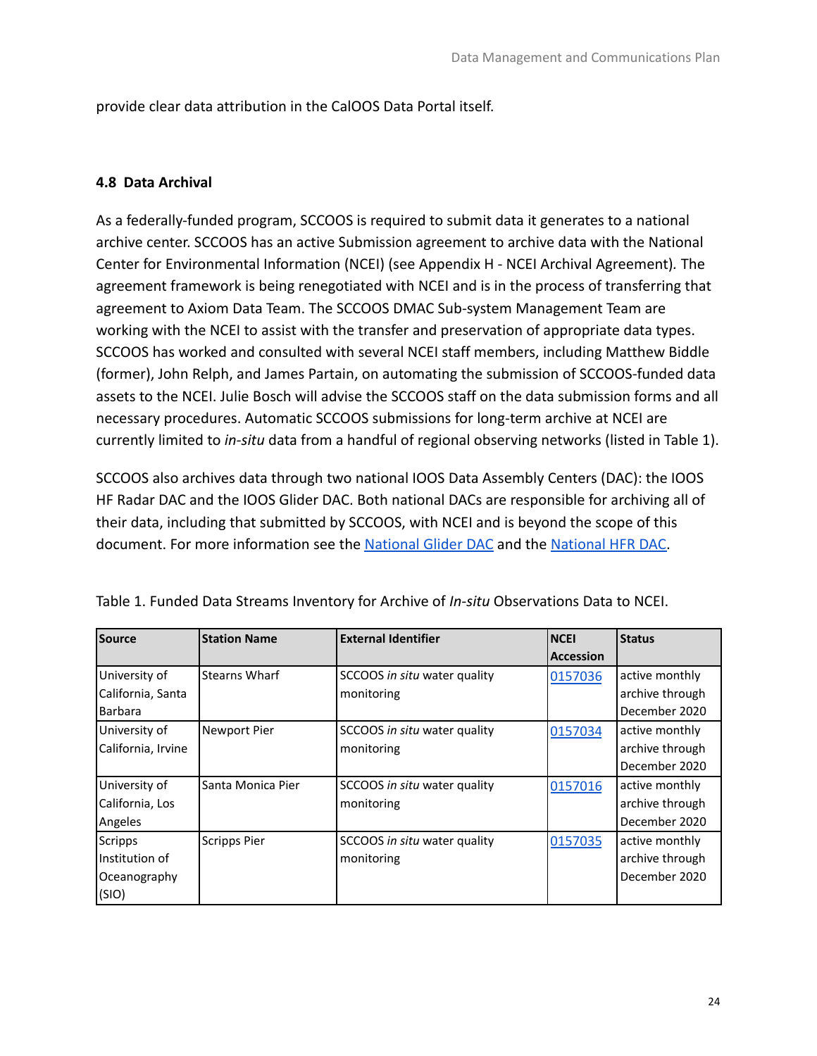provide clear data attribution in the CalOOS Data Portal itself.

### 4.8 Data Archival

As a federally-funded program, SCCOOS is required to submit data it generates to a national archive center. SCCOOS has an active Submission agreement to archive data with the National Center for Environmental Information (NCEI) (see Appendix H - NCEI Archival Agreement). The agreement framework is being renegotiated with NCEI and is in the process of transferring that agreement to Axiom Data Team. The SCCOOS DMAC Sub-system Management Team are working with the NCEI to assist with the transfer and preservation of appropriate data types. SCCOOS has worked and consulted with several NCEI staff members, including Matthew Biddle (former), John Relph, and James Partain, on automating the submission of SCCOOS-funded data assets to the NCEI. Julie Bosch will advise the SCCOOS staff on the data submission forms and all necessary procedures. Automatic SCCOOS submissions for long-term archive at NCEI are currently limited to *in-situ* data from a handful of regional observing networks (listed in Table 1).

SCCOOS also archives data through two national IOOS Data Assembly Centers (DAC): the IOOS HF Radar DAC and the IOOS Glider DAC. Both national DACs are responsible for archiving all of their data, including that submitted by SCCOOS, with NCEI and is beyond the scope of this document. For more information see the National Glider DAC and the National HFR DAC.

Table 1. Funded Data Streams Inventory for Archive of *In-situ* Observations Data to NCEI.

| Source | Station Name | External Identifier | NCEI Accession | Status |
|---|---|---|---|---|
| University of California, Santa Barbara | Stearns Wharf | SCCOOS *in situ* water quality monitoring | 0157036 | active monthly archive through December 2020 |
| University of California, Irvine | Newport Pier | SCCOOS *in situ* water quality monitoring | 0157034 | active monthly archive through December 2020 |
| University of California, Los Angeles | Santa Monica Pier | SCCOOS *in situ* water quality monitoring | 0157016 | active monthly archive through December 2020 |
| Scripps Institution of Oceanography (SIO) | Scripps Pier | SCCOOS *in situ* water quality monitoring | 0157035 | active monthly archive through December 2020 |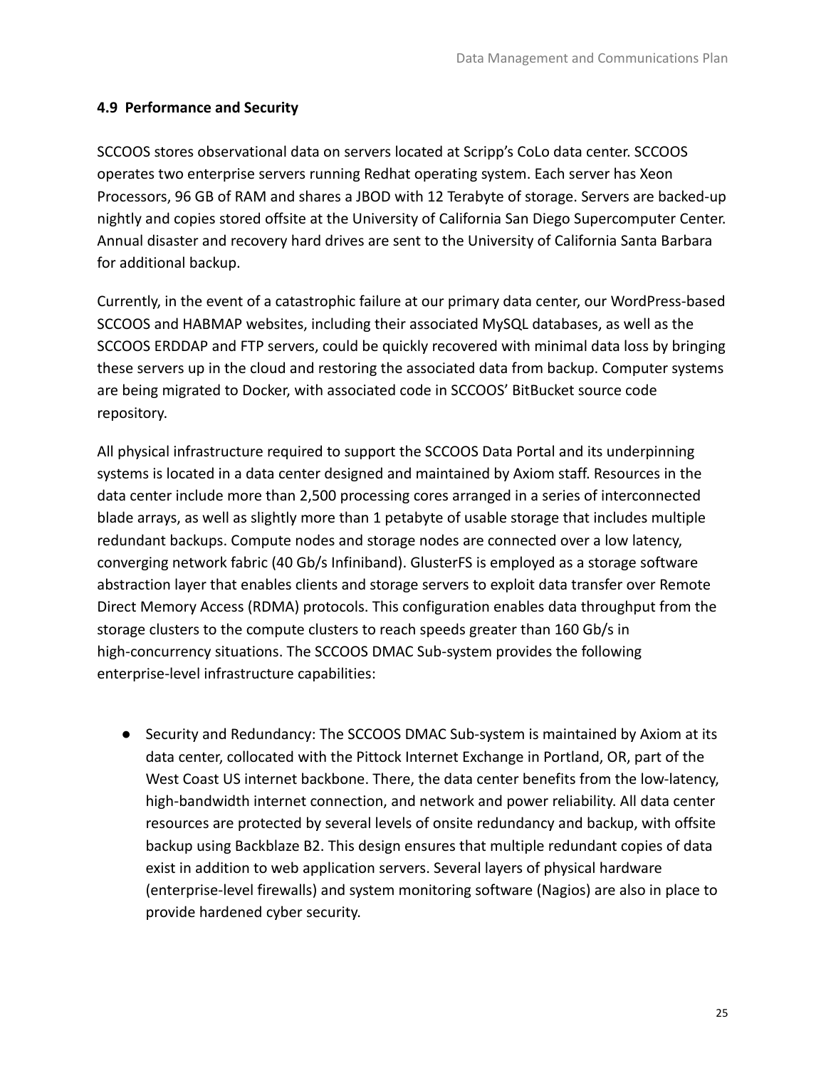#### 4.9 Performance and Security

SCCOOS stores observational data on servers located at Scripp's CoLo data center. SCCOOS operates two enterprise servers running Redhat operating system. Each server has Xeon Processors, 96 GB of RAM and shares a JBOD with 12 Terabyte of storage. Servers are backed-up nightly and copies stored offsite at the University of California San Diego Supercomputer Center. Annual disaster and recovery hard drives are sent to the University of California Santa Barbara for additional backup.

Currently, in the event of a catastrophic failure at our primary data center, our WordPress-based SCCOOS and HABMAP websites, including their associated MySQL databases, as well as the SCCOOS ERDDAP and FTP servers, could be quickly recovered with minimal data loss by bringing these servers up in the cloud and restoring the associated data from backup. Computer systems are being migrated to Docker, with associated code in SCCOOS' BitBucket source code repository.

All physical infrastructure required to support the SCCOOS Data Portal and its underpinning systems is located in a data center designed and maintained by Axiom staff. Resources in the data center include more than 2,500 processing cores arranged in a series of interconnected blade arrays, as well as slightly more than 1 petabyte of usable storage that includes multiple redundant backups. Compute nodes and storage nodes are connected over a low latency, converging network fabric (40 Gb/s Infiniband). GlusterFS is employed as a storage software abstraction layer that enables clients and storage servers to exploit data transfer over Remote Direct Memory Access (RDMA) protocols. This configuration enables data throughput from the storage clusters to the compute clusters to reach speeds greater than 160 Gb/s in high-concurrency situations. The SCCOOS DMAC Sub-system provides the following enterprise-level infrastructure capabilities:

- Security and Redundancy: The SCCOOS DMAC Sub-system is maintained by Axiom at its data center, collocated with the Pittock Internet Exchange in Portland, OR, part of the West Coast US internet backbone. There, the data center benefits from the low-latency, high-bandwidth internet connection, and network and power reliability. All data center resources are protected by several levels of onsite redundancy and backup, with offsite backup using Backblaze B2. This design ensures that multiple redundant copies of data exist in addition to web application servers. Several layers of physical hardware (enterprise-level firewalls) and system monitoring software (Nagios) are also in place to provide hardened cyber security.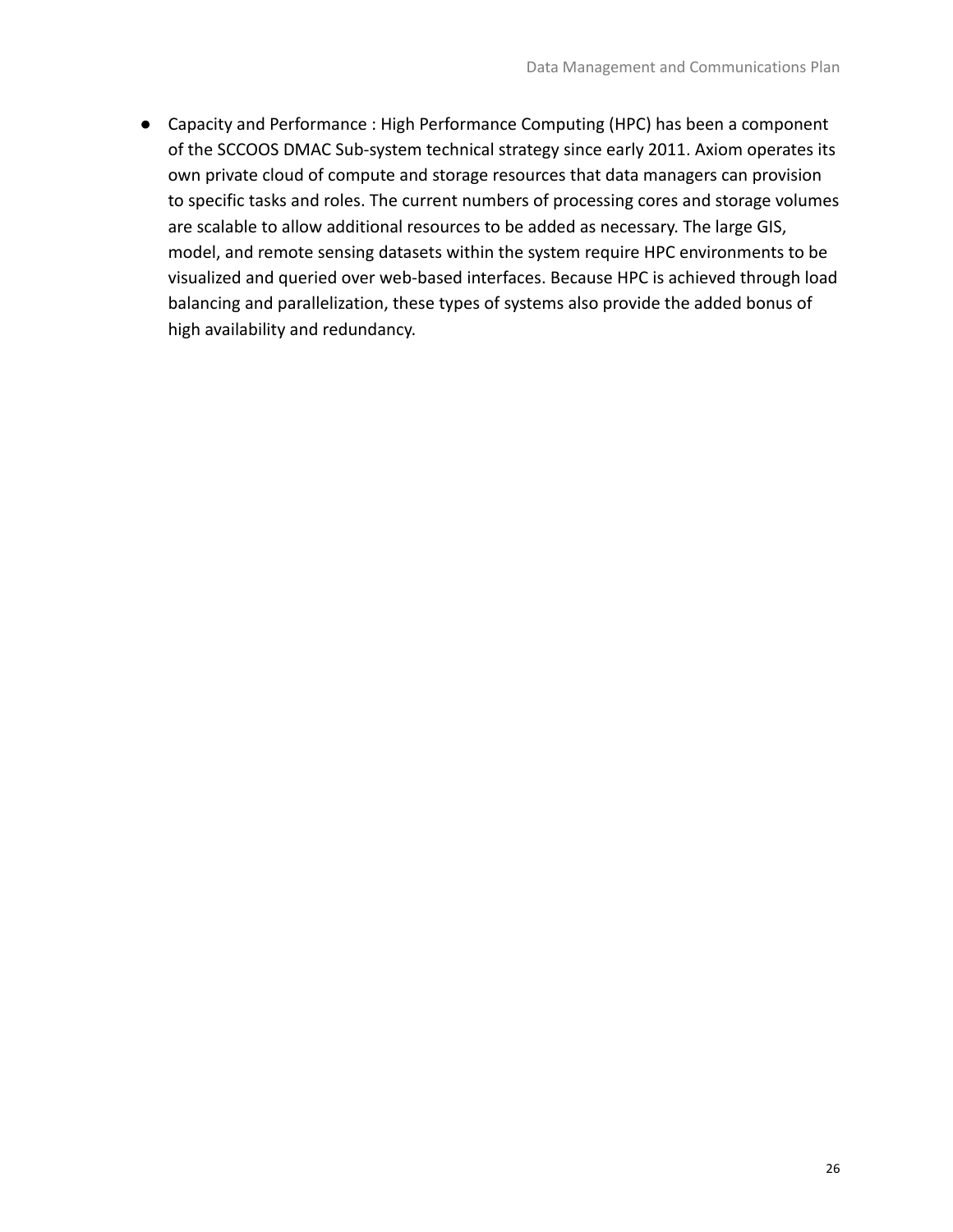- Capacity and Performance : High Performance Computing (HPC) has been a component of the SCCOOS DMAC Sub-system technical strategy since early 2011. Axiom operates its own private cloud of compute and storage resources that data managers can provision to specific tasks and roles. The current numbers of processing cores and storage volumes are scalable to allow additional resources to be added as necessary. The large GIS, model, and remote sensing datasets within the system require HPC environments to be visualized and queried over web-based interfaces. Because HPC is achieved through load balancing and parallelization, these types of systems also provide the added bonus of high availability and redundancy.